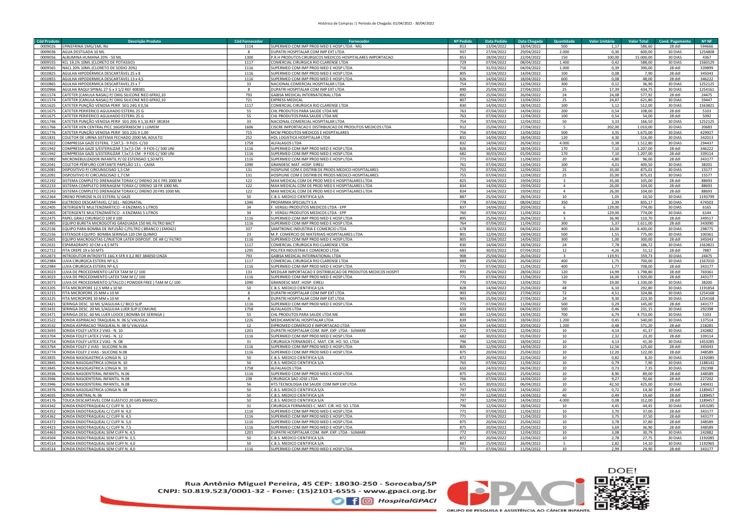Histórico de Compras || Período de Chegada: 01/04/2022 - 30/04/2022

| Cód Produto | Descrição Produto | Cód Fornecedor | Fornecedor | Nº Pedido | Data Pedido | Data Chegada | Quantidade | Valor Unitário | Valor Total | Cond. Pagamento | Nº NF |
|---|---|---|---|---|---|---|---|---|---|---|---|
| 0009026 | EPINEFRINA 1MG/1ML INJ | 1114 | SUPERMED COM IMP PROD MED E HOSP LTDA - MG | 813 | 13/04/2022 | 18/04/2022 | 500 | 1,17 | 586,60 | 28 ddl | 594666 |
| 0009036 | AGUA DESTILADA 10 ML | 8 | DUPATRI HOSPITALAR COM IMP EXT LTDA | 937 | 27/04/2022 | 29/04/2022 | 2.000 | 0,30 | 600,00 | 30 DIAS | 1254808 |
| 0009056 | ALBUMINA HUMANA 20% - 50 ML | 1300 | P.R.H PRODUTOS CIRURGICOS MEDICOS HOSPITALARES IMPORTACAO | 853 | 18/04/2022 | 22/04/2022 | 150 | 100,00 | 15.000,00 | 30 DIAS | 4367 |
| 0009555 | KCL 19,1% 10ML (CLORETO DE POTASSIO) | 1117 | COMERCIAL CIRURGICA RIO CLARENSE LTDA | 729 | 07/04/2022 | 08/04/2022 | 1.400 | 0,42 | 588,00 | 30 DIAS | 1560129 |
| 0009565 | NACL 20% 10ML (CLORETO DE SODIO 20%) | 1116 | SUPERMED COM IMP PROD MED E HOSP LTDA | 716 | 31/03/2022 | 04/04/2022 | 1.000 | 0,39 | 390,00 | 28 ddl | 339899 |
| 0010825 | AGULHA HIPODÉRMICA DESCARTÁVEL 25 x 8 | 1116 | SUPERMED COM IMP PROD MED E HOSP LTDA | 805 | 12/04/2022 | 14/04/2022 | 100 | 0,08 | 7,90 | 28 ddl | 345043 |
| 0010855 | AGULHA HIPODERMICA DESCARTAVEL 13 x 4,5 | 1116 | SUPERMED COM IMP PROD MED E HOSP LTDA | 826 | 14/04/2022 | 18/04/2022 | 600 | 0,08 | 48,00 | 28 ddl | 346222 |
| 0010865 | AGULHA HIPODERMICA DESCARTAVEL 25 x 7 | 33 | NACIONAL COMERCIAL HOSPITALAR LTDA | 754 | 07/04/2022 | 12/04/2022 | 300 | 0,12 | 36,90 | 30 DIAS | 1252125 |
| 0010966 | AGULHA RAQUI SPINAL 27 G x 3 1/2 REF 408381 | 8 | DUPATRI HOSPITALAR COM IMP EXT LTDA | 890 | 25/04/2022 | 27/04/2022 | 25 | 17,39 | 434,75 | 30 DIAS | 1254161 |
| 0011574 | CATETER (CANULA NASAL) P/ OXIG SILICONE NEO 6FRX2,10 | 793 | GABISA MEDICAL INTERNATIONAL LTDA | 892 | 25/04/2022 | 26/04/2022 | 24 | 24,08 | 577,92 | 28 ddl | 24475 |
| 0011574 | CATETER (CANULA NASAL) P/ OXIG SILICONE NEO 6FRX2,10 | 721 | EXPRESS MEDICAL | 807 | 12/04/2022 | 13/04/2022 | 25 | 24,87 | 621,80 | 30 DIAS | 59447 |
| 0011625 | CATETER PUNÇÃO VENOSA PERIF SEG 24G X 0,56 | 1117 | COMERCIAL CIRURGICA RIO CLARENSE LTDA | 830 | 14/04/2022 | 18/04/2022 | 100 | 5,12 | 512,00 | 30 DIAS | 1563821 |
| 0011675 | CATETER PERIFERICO AGULHADO ESTERIL 25 G | 55 | CHL PRODUTOS PARA SAUDE LTDA ME | 763 | 07/04/2022 | 14/04/2022 | 200 | 0,54 | 108,00 | 28 ddl | 5103 |
| 0011675 | CATETER PERIFERICO AGULHADO ESTERIL 25 G | 55 | CHL PRODUTOS PARA SAUDE LTDA ME | 763 | 07/04/2022 | 12/04/2022 | 100 | 0,54 | 54,00 | 28 ddl | 5092 |
| 0011746 | CATETER PUNÇÃO VENOSA PERIF SEG 20G X 1,16 REF 381834 | 33 | NACIONAL COMERCIAL HOSPITALAR LTDA | 754 | 07/04/2022 | 12/04/2022 | 50 | 3,33 | 166,50 | 30 DIAS | 1252125 |
| 0011766 | CATETER VEN CENTRAL PICC 16GX5FRX65CM 1 LUMEM | 1606 | CISCRE IMPORTACAO E DISTRIBUICAO DE PRODUTOS MEDICOS LTDA | 912 | 25/04/2022 | 27/04/2022 | 5 | 202,00 | 1.010,00 | 30 DIAS | 20683 |
| 0011776 | CATETER PUNÇÃO VENOSA PERIF SEG 22G X 1,00 | 715 | MCW PRODUTOS MEDICOS E HOSPITALARES | 756 | 07/04/2022 | 13/04/2022 | 500 | 3,35 | 1.675,00 | 30 DIAS | 429927 |
| 0011831 | COLETOR DE URINA SISTEMA FECHADO 2000 ML ADULTO | 252 | HDL LOGISTICA HOSPITALAR LTDA | 831 | 14/04/2022 | 18/04/2022 | 120 | 4,30 | 516,00 | 30 DIAS | 342013 |
| 0011922 | COMPRESSA GAZE ESTERIL 7,5X7,5 - 9 FIOS -C/10 | 1758 | ALFALAGOS LTDA | 832 | 14/04/2022 | 26/04/2022 | 4.000 | 0,38 | 1.512,80 | 30 DIAS | 294437 |
| 0011942 | COMPRESSA GAZE S/ESTERILIZAR 7,5x7,5 CM - 9 FIOS C/ 500 UNI | 1116 | SUPERMED COM IMP PROD MED E HOSP LTDA | 826 | 14/04/2022 | 18/04/2022 | 170 | 7,10 | 1.207,00 | 28 ddl | 346222 |
| 0011942 | COMPRESSA GAZE S/ESTERILIZAR 7,5x7,5 CM - 9 FIOS C/ 500 UNI | 1116 | SUPERMED COM IMP PROD MED E HOSP LTDA | 682 | 30/03/2022 | 01/04/2022 | 170 | 7,10 | 1.207,00 | 28 ddl | 339114 |
| 0011982 | MICRONEBULIZADOR INFANTIL P/ 02 ESTENSAO 1,50 MTS | 1116 | SUPERMED COM IMP PROD MED E HOSP LTDA | 771 | 07/04/2022 | 11/04/2022 | 20 | 4,80 | 96,00 | 28 ddl | 343177 |
| 0012041 | COLETOR PÉRFURO CORTANTE PAPELÃO 13 L - CAIXA | 1090 | GRANDESC MAT. HOSP. EIRELI | 761 | 07/04/2022 | 13/04/2022 | 100 | 4,01 | 400,50 | 30 DIAS | 38201 |
| 0012081 | DISPOSITIVO P/ CIRCUNCSICAO 1,5 CM | 131 | HOSPILINE COM E DISTRIB DE PRODS MEDICO-HOSPITALARES | 755 | 07/04/2022 | 12/04/2022 | 25 | 35,00 | 875,01 | 30 DIAS | 15577 |
| 0012091 | DISPOSITIVO P/ CIRCUNCSICAO 1,7 CM | 131 | HOSPILINE COM E DISTRIB DE PRODS MEDICO-HOSPITALARES | 755 | 07/04/2022 | 12/04/2022 | 25 | 35,00 | 875,01 | 30 DIAS | 15577 |
| 0012192 | SISTEMA COMPLETO DRENAGEM TORAX C/ DRENO 26 E FRS 2000 M | 122 | MAX MEDICAL COM DE PROD MED E HOSPITALARES LTDA | 825 | 14/04/2022 | 19/04/2022 | 3 | 35,00 | 105,00 | 28 ddl | 88693 |
| 0012233 | SISTEMA COMPLETO DRENAGEM TORAX C/ DRENO 18 FR 1000 ML | 122 | MAX MEDICAL COM DE PROD MED E HOSPITALARES LTDA | 834 | 14/04/2022 | 19/04/2022 | 4 | 26,00 | 104,00 | 28 ddl | 88693 |
| 0012243 | SISTEMA COMPLETO DRENAGEM TORAX C/ DRENO 20 FRS 1000 ML | 122 | MAX MEDICAL COM DE PROD MED E HOSPITALARES LTDA | 834 | 14/04/2022 | 19/04/2022 | 4 | 26,00 | 104,00 | 28 ddl | 88693 |
| 0012364 | DRENO PENROSE N.01 ESTERIL S/ GAZE | 50 | C.B.S. MEDICO CIENTIFICA S/A | 887 | 25/04/2022 | 28/04/2022 | 10 | 1,05 | 10,50 | 30 DIAS | 1193799 |
| 0012394 | ELETRODO DESCARTAVEL C/ GEL - NEONATAL | 1346 | PROFARMA SPECIALTY S.A. | 778 | 07/04/2022 | 08/04/2022 | 350 | 2,39 | 835,17 | 30 DIAS | 474503 |
| 0012405 | DETERGENTE MULTENZIMÁTICO - 4 ENZIMAS 5 LITROS | 34 | F. VERGILI PRODUTOS MEDICOS LTDA - EPP | 837 | 14/04/2022 | 20/04/2022 | 6 | 129,00 | 774,00 | 30 DIAS | 6165 |
| 0012405 | DETERGENTE MULTENZIMÁTICO - 4 ENZIMAS 5 LITROS | 34 | F. VERGILI PRODUTOS MEDICOS LTDA - EPP | 760 | 07/04/2022 | 11/04/2022 | 6 | 129,00 | 774,00 | 30 DIAS | 6144 |
| 0012475 | PAPEL GRAU CIRURGICO 100 X 100 | 1116 | SUPERMED COM IMP PROD MED E HOSP LTDA | 895 | 25/04/2022 | 26/04/2022 | 3 | 36,90 | 110,70 | 28 ddl | 349517 |
| 0012495 | EQUIPO BURETA MICROGOTAS GRADUADA 150 ML FILTRO BACT | 1116 | SUPERMED COM IMP PROD MED E HOSP LTDA | 764 | 07/04/2022 | 11/04/2022 | 300 | 5,37 | 1.611,00 | 28 ddl | 343090 |
| 0012536 | EQUIPO PARA BOMBA DE INFUSÃO C/FILTRO ( BRANCO ) EM0421 | 337 | SAMTRONIC INDUSTRIA E COMERCIO LTDA | 678 | 30/03/2022 | 04/04/2022 | 400 | 16,00 | 6.400,00 | 30 DIAS | 298775 |
| 0012556 | EXTENSOR EQUIPO BOMBA SERINGA 120 CM QUIMIO | 23 | M.P. COMERCIO DE MATERIAIS HOSPITALARES LTDA | 801 | 12/04/2022 | 19/04/2022 | 500 | 1,55 | 775,00 | 30 DIAS | 100361 |
| 0012601 | EQUIPO MACROGOTAS C/INJETOR LATER DISPOSIT. DE AR C/ FILTRO | 1116 | SUPERMED COM IMP PROD MED E HOSP LTDA | 805 | 12/04/2022 | 14/04/2022 | 300 | 1,00 | 300,00 | 28 ddl | 345043 |
| 0012631 | ESPARADRAPO 10 CM x 4,5 MTS | 1117 | COMERCIAL CIRURGICA RIO CLARENSE LTDA | 830 | 14/04/2022 | 18/04/2022 | 24 | 7,78 | 186,72 | 30 DIAS | 1563821 |
| 0012712 | FITA CREPE 19 x 50 MTS | 1295 | POLITEX INDUSTRIA E COMERCIO LTDA | 683 | 30/03/2022 | 07/04/2022 | 12 | 4,26 | 51,12 | 28 ddl | 7887 |
| 0012873 | INTRODUTOR INTROSYTE 16G X 5FR X 3,2 REF 384050 CINZA | 793 | GABISA MEDICAL INTERNATIONAL LTDA | 908 | 25/04/2022 | 26/04/2022 | 3 | 119,91 | 359,73 | 30 DIAS | 24475 |
| 0012984 | LUVA CIRURGICA ESTERIL Nº 6,5 | 1117 | COMERCIAL CIRURGICA RIO CLARENSE LTDA | 889 | 25/04/2022 | 26/04/2022 | 400 | 1,75 | 700,00 | 30 DIAS | 1567010 |
| 0012984 | LUVA CIRURGICA ESTERIL Nº 6,5 | 1116 | SUPERMED COM IMP PROD MED E HOSP LTDA | 771 | 07/04/2022 | 11/04/2022 | 400 | 1,77 | 708,00 | 28 ddl | 343177 |
| 0013023 | LUVA DE PROCEDIMENTO LATEX TAM M C/ 100 | 133 | MEDILAR IMPORTACAO E DISTRIBUICAO DE PRODUTOS MEDICOS HOSPIT | 891 | 25/04/2022 | 28/04/2022 | 120 | 14,99 | 1.798,80 | 28 ddl | 769361 |
| 0013023 | LUVA DE PROCEDIMENTO LATEX TAM M C/ 100 | 1116 | SUPERMED COM IMP PROD MED E HOSP LTDA | 771 | 07/04/2022 | 11/04/2022 | 120 | 16,00 | 1.920,00 | 28 ddl | 343177 |
| 0013073 | LUVA DE PROCEDIMENTO S/TALCO ( POWDER FREE ) TAM M C/ 100 | 1090 | GRANDESC MAT. HOSP. EIRELI | 770 | 07/04/2022 | 13/04/2022 | 70 | 19,00 | 1.330,00 | 30 DIAS | 38200 |
| 0013205 | FITA MICROPORE 12,5 MM x 10 M | 50 | C.B.S. MEDICO CIENTIFICA S/A | 828 | 14/04/2022 | 25/04/2022 | 48 | 6,10 | 292,80 | 30 DIAS | 1191854 |
| 0013215 | FITA MICROPORE 25 MM x 10 M | 8 | DUPATRI HOSPITALAR COM IMP EXT LTDA | 903 | 25/04/2022 | 27/04/2022 | 72 | 4,51 | 324,86 | 30 DIAS | 1254168 |
| 0013225 | FITA MICROPORE 50 MM x 10 M | 8 | DUPATRI HOSPITALAR COM IMP EXT LTDA | 903 | 25/04/2022 | 27/04/2022 | 24 | 9,30 | 223,30 | 30 DIAS | 1254168 |
| 0013421 | SERINGA DESC. 10 ML S/AGULHA C/ BICO SLIP | 1116 | SUPERMED COM IMP PROD MED E HOSP LTDA | 771 | 07/04/2022 | 11/04/2022 | 500 | 0,29 | 145,00 | 28 ddl | 343177 |
| 0013431 | SERINGA DESC. 20 ML S/AGULHA LUER SLIP (COMUM) | 1758 | ALFALAGOS LTDA | 650 | 24/03/2022 | 04/04/2022 | 500 | 0,46 | 231,15 | 30 DIAS | 292398 |
| 0013471 | SERINGA DESC. 60 ML LUER LOOCK ( BOMBA DE SERINGA ) | 55 | CHL PRODUTOS PARA SAUDE LTDA ME | 803 | 12/04/2022 | 14/04/2022 | 700 | 6,79 | 4.753,00 | 30 DIAS | 5103 |
| 0013522 | SONDA ASPIRACAO TRAQUEAL N. 06 S/ VALVULA | 1226 | MEDICAMENTAL HOSPITALAR LTDA | 839 | 14/04/2022 | 18/04/2022 | 1.200 | 0,45 | 540,00 | 30 DIAS | 137514 |
| 0013532 | SONDA ASPIRACAO TRAQUEAL N. 08 S/ VALVULA | 12 | DIPROMED COMERCIO E IMPORTACAO LTDA | 824 | 14/04/2022 | 20/04/2022 | 1.200 | 0,48 | 571,20 | 28 ddl | 218281 |
| 0013693 | SONDA FOLEY LATEX 2 VIAS - N. 10 | 1201 | DUPATRI HOSPITALAR COM. IMP. EXP. LTDA - SUMARE | 772 | 07/04/2022 | 12/04/2022 | 10 | 4,14 | 41,37 | 30 DIAS | 242882 |
| 0013704 | SONDA FOLEY LATEX 2 VIAS - N. 12 | 1116 | SUPERMED COM IMP PROD MED E HOSP LTDA | 682 | 30/03/2022 | 01/04/2022 | 10 | 2,32 | 23,20 | 28 ddl | 339114 |
| 0013754 | SONDA FOLEY LATEX 2 VIAS - N. 08 | 31 | CIRURGICA FERNANDES C. MAT. CIR. HO. SO. LTDA | 796 | 12/04/2022 | 18/04/2022 | 10 | 4,13 | 41,30 | 30 DIAS | 1453285 |
| 0013764 | SONDA FOLEY 2 VIAS - SILICONE N.06 | 1116 | SUPERMED COM IMP PROD MED E HOSP LTDA | 805 | 12/04/2022 | 14/04/2022 | 10 | 12,56 | 125,60 | 28 ddl | 345043 |
| 0013774 | SONDA FOLEY 2 VIAS - SILICONE N.08 | 1116 | SUPERMED COM IMP PROD MED E HOSP LTDA | 875 | 20/04/2022 | 25/04/2022 | 10 | 12,20 | 122,00 | 28 ddl | 348589 |
| 0013835 | SONDA NASOGASTRICA LONGA N. 12 | 50 | C.B.S. MEDICO CIENTIFICA S/A | 872 | 20/04/2022 | 22/04/2022 | 10 | 0,82 | 8,20 | 30 DIAS | 1192085 |
| 0013845 | SONDA NASOGASTRICA LONGA N. 10 | 50 | C.B.S. MEDICO CIENTIFICA S/A | 765 | 07/04/2022 | 11/04/2022 | 10 | 0,79 | 7,90 | 30 DIAS | 1188141 |
| 0013845 | SONDA NASOGASTRICA LONGA N. 10 | 1758 | ALFALAGOS LTDA | 650 | 24/03/2022 | 04/04/2022 | 10 | 0,73 | 7,35 | 30 DIAS | 292398 |
| 0013936 | SONDA NASOENTERAL INFANTIL N.06 | 1116 | SUPERMED COM IMP PROD MED E HOSP LTDA | 875 | 20/04/2022 | 25/04/2022 | 10 | 8,90 | 89,00 | 28 ddl | 348589 |
| 0013946 | SONDA NASOENTERAL INFANTIL N.08 | 238 | CIRURGICA SAO JOSE LTDA | 766 | 07/04/2022 | 14/04/2022 | 10 | 9,27 | 92,66 | 28 ddl | 227202 |
| 0013946 | SONDA NASOENTERAL INFANTIL N.08 | 56 | HTS TECNOLOGIA EM SAUDE COM IMP EXP LTDA | 671 | 30/03/2022 | 06/04/2022 | 10 | 42,50 | 425,00 | 30 DIAS | 140431 |
| 0013976 | SONDA NASOGASTRICA LONGA N. 08 | 50 | C.B.S. MEDICO CIENTIFICA S/A | 797 | 12/04/2022 | 14/04/2022 | 20 | 0,72 | 14,30 | 28 ddl | 1189457 |
| 0014035 | SONDA URETRAL N. 06 | 50 | C.B.S. MEDICO CIENTIFICA S/A | 797 | 12/04/2022 | 14/04/2022 | 40 | 0,49 | 19,60 | 28 ddl | 1189457 |
| 0014176 | TOUCA DESCARTAVEL COM ELÁSTICO 20 GRS BRANCO | 50 | C.B.S. MEDICO CIENTIFICA S/A | 797 | 12/04/2022 | 14/04/2022 | 4.000 | 0,08 | 312,00 | 28 ddl | 1189457 |
| 0014342 | SONDA ENDOTRAQUEAL C/ CUFF N. 3,5 | 31 | CIRURGICA FERNANDES C. MAT. CIR. HO. SO. LTDA | 796 | 12/04/2022 | 18/04/2022 | 10 | 4,45 | 44,45 | 30 DIAS | 1453285 |
| 0014352 | SONDA ENDOTRAQUEAL C/ CUFF N. 4,0 | 1116 | SUPERMED COM IMP PROD MED E HOSP LTDA | 771 | 07/04/2022 | 11/04/2022 | 10 | 3,70 | 37,00 | 28 ddl | 343177 |
| 0014362 | SONDA ENDOTRAQUEAL C/ CUFF N. 4,5 | 1116 | SUPERMED COM IMP PROD MED E HOSP LTDA | 771 | 07/04/2022 | 11/04/2022 | 10 | 3,75 | 37,50 | 28 ddl | 343177 |
| 0014372 | SONDA ENDOTRAQUEAL C/ CUFF N. 5,0 | 1116 | SUPERMED COM IMP PROD MED E HOSP LTDA | 875 | 20/04/2022 | 25/04/2022 | 10 | 3,78 | 37,80 | 28 ddl | 348589 |
| 0014423 | SONDA ENDOTRAQUEAL C/ CUFF N. 7,5 | 1116 | SUPERMED COM IMP PROD MED E HOSP LTDA | 875 | 20/04/2022 | 25/04/2022 | 10 | 3,69 | 36,90 | 28 ddl | 348589 |
| 0014463 | SONDA ENDOTRAQUEAL SEM CUFF N. 4,5 | 1201 | DUPATRI HOSPITALAR COM. IMP. EXP. LTDA - SUMARE | 772 | 07/04/2022 | 12/04/2022 | 10 | 3,08 | 30,79 | 30 DIAS | 242882 |
| 0014504 | SONDA ENDOTRAQUEAL SEM CUFF N. 3,5. | 50 | C.B.S. MEDICO CIENTIFICA S/A | 872 | 20/04/2022 | 22/04/2022 | 10 | 2,78 | 27,75 | 30 DIAS | 1192085 |
| 0014514 | SONDA ENDOTRAQUEAL SEM CUFF N. 4,0 | 50 | C.B.S. MEDICO CIENTIFICA S/A | 887 | 25/04/2022 | 26/04/2022 | 5 | 2,82 | 14,10 | 30 DIAS | 1192965 |
| 0014514 | SONDA ENDOTRAQUEAL SEM CUFF N. 4,0 | 1116 | SUPERMED COM IMP PROD MED E HOSP LTDA | 771 | 07/04/2022 | 11/04/2022 | 10 | 2,99 | 29,90 | 28 ddl | 343177 |

Rua Antônio Miguel Pereira, 45 CEP: 18030-250 - Sorocaba/SP
CNPJ: 50.819.523/0001-32 - Fone: (15)2101-6555 - www.gpaci.org.br
HospitalGPACI

GPACI
GRUPO DE PESQUISA E ASSISTÊNCIA AO CÂNCER INFANTIL

DOE!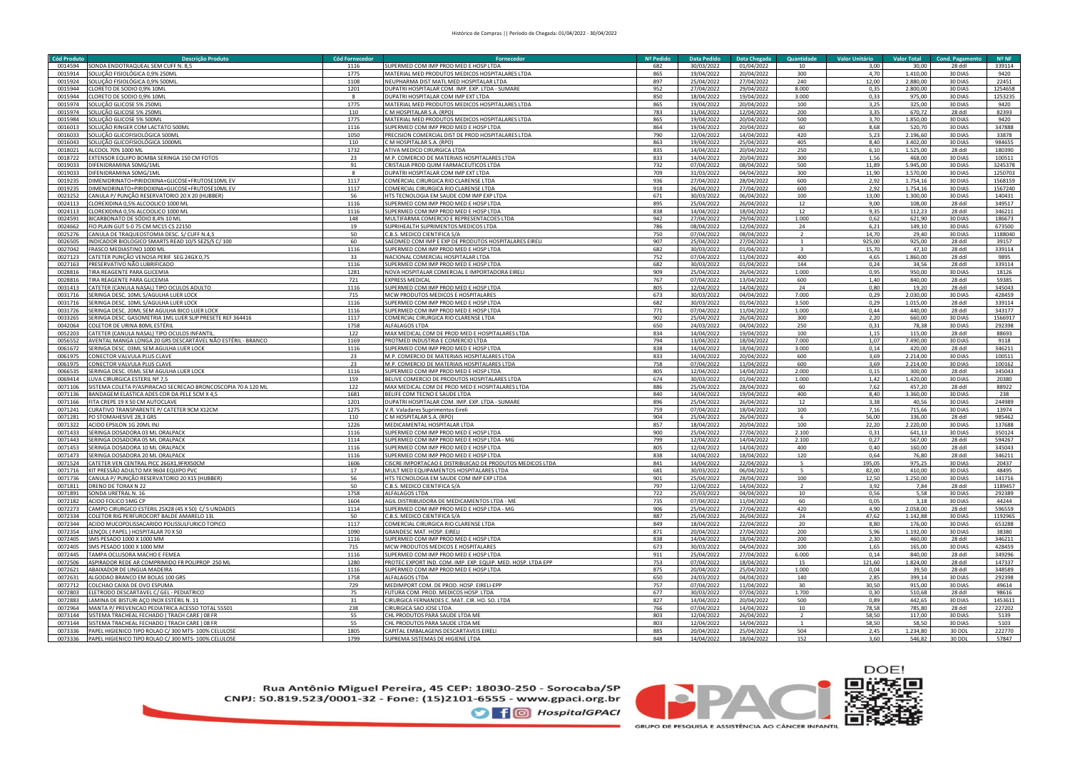| Cód Produto | Descrição Produto | Cód Fornecedor | Fornecedor | Nº Pedido | Data Pedido | Data Chegada | Quantidade | Valor Unitário | Valor Total | Cond. Pagamento | Nº NF |
|---|---|---|---|---|---|---|---|---|---|---|---|
| 0014594 | SONDA ENDOTRAQUEAL SEM CUFF N. 8,5 | 1116 | SUPERMED COM IMP PROD MED E HOSP LTDA | 682 | 30/03/2022 | 01/04/2022 | 10 | 3,00 | 30,00 | 28 ddl | 339114 |
| 0015914 | SOLUÇÃO FISIOLÓGICA 0,9% 250ML | 1775 | MATERIAL MED PRODUTOS MEDICOS HOSPITALARES LTDA | 865 | 19/04/2022 | 20/04/2022 | 300 | 4,70 | 1.410,00 | 30 DIAS | 9420 |
| 0015924 | SOLUÇÃO FISIOLÓGICA 0,9% 500ML | 1108 | NEUPHARMA DIST MATL MED HOSPITALAR LTDA | 897 | 25/04/2022 | 27/04/2022 | 240 | 12,00 | 2.880,00 | 30 DIAS | 22451 |
| 0015944 | CLORETO DE SODIO 0,9% 10ML | 1201 | DUPATRI HOSPITALAR COM. IMP. EXP. LTDA - SUMARE | 952 | 27/04/2022 | 29/04/2022 | 8.000 | 0,35 | 2.800,00 | 30 DIAS | 1254658 |
| 0015944 | CLORETO DE SODIO 0,9% 10ML | 8 | DUPATRI HOSPITALAR COM IMP EXT LTDA | 850 | 18/04/2022 | 19/04/2022 | 3.000 | 0,33 | 975,00 | 30 DIAS | 1253235 |
| 0015974 | SOLUÇÃO GLICOSE 5% 250ML | 1775 | MATERIAL MED PRODUTOS MEDICOS HOSPITALARES LTDA | 865 | 19/04/2022 | 20/04/2022 | 100 | 3,25 | 325,00 | 30 DIAS | 9420 |
| 0015974 | SOLUÇÃO GLICOSE 5% 250ML | 110 | C M HOSPITALAR S.A. (RPO) | 783 | 11/04/2022 | 12/04/2022 | 200 | 3,35 | 670,72 | 28 ddl | 82393 |
| 0015984 | SOLUÇÃO GLICOSE 5% 500ML | 1775 | MATERIAL MED PRODUTOS MEDICOS HOSPITALARES LTDA | 865 | 19/04/2022 | 20/04/2022 | 500 | 3,70 | 1.850,00 | 30 DIAS | 9420 |
| 0016013 | SOLUÇÃO RINGER COM LACTATO 500ML | 1116 | SUPERMED COM IMP PROD MED E HOSP LTDA | 864 | 19/04/2022 | 20/04/2022 | 60 | 8,68 | 520,70 | 30 DIAS | 347888 |
| 0016033 | SOLUÇÃO GLICOFISIOLÓGICA 500ML | 1050 | PRECISION COMERCIAL DIST DE PROD HOSPITALARES LTDA | 790 | 12/04/2022 | 14/04/2022 | 420 | 5,23 | 2.196,60 | 30 DIAS | 33878 |
| 0016043 | SOLUÇÃO GLICOFISIOLÓGICA 1000ML | 110 | C M HOSPITALAR S.A. (RPO) | 863 | 19/04/2022 | 25/04/2022 | 405 | 8,40 | 3.402,00 | 30 DIAS | 984655 |
| 0018021 | ALCOOL 70% 1000 ML | 1732 | ATIVA MEDICO CIRURGICA LTDA | 835 | 14/04/2022 | 20/04/2022 | 250 | 6,10 | 1.525,00 | 28 ddl | 180390 |
| 0018722 | EXTENSOR EQUIPO BOMBA SERINGA 150 CM FOTOS | 23 | M.P. COMERCIO DE MATERIAIS HOSPITALARES LTDA | 833 | 14/04/2022 | 20/04/2022 | 300 | 1,56 | 468,00 | 30 DIAS | 100511 |
| 0019033 | DIFENIDRAMINA 50MG/1ML | 91 | CRISTALIA PROD QUIM FARMACEUTICOS LTDA | 732 | 07/04/2022 | 08/04/2022 | 500 | 11,89 | 5.945,00 | 30 DIAS | 3245378 |
| 0019033 | DIFENIDRAMINA 50MG/1ML | 8 | DUPATRI HOSPITALAR COM IMP EXT LTDA | 709 | 31/03/2022 | 04/04/2022 | 300 | 11,90 | 3.570,00 | 30 DIAS | 1250703 |
| 0019235 | DIMENIDRINATO+PIRIDOXINA+GLICOSE+FRUTOSE10ML EV | 1117 | COMERCIAL CIRURGICA RIO CLARENSE LTDA | 936 | 27/04/2022 | 28/04/2022 | 600 | 2,92 | 1.754,16 | 30 DIAS | 1568159 |
| 0019235 | DIMENIDRINATO+PIRIDOXINA+GLICOSE+FRUTOSE10ML EV | 1117 | COMERCIAL CIRURGICA RIO CLARENSE LTDA | 918 | 26/04/2022 | 27/04/2022 | 600 | 2,92 | 1.754,16 | 30 DIAS | 1567240 |
| 0023252 | CANULA P/ PUNÇÃO RESERVATORIO 20 X 20 (HUBBER) | 56 | HTS TECNOLOGIA EM SAUDE COM IMP EXP LTDA | 671 | 30/03/2022 | 06/04/2022 | 100 | 13,00 | 1.300,00 | 30 DIAS | 140431 |
| 0024113 | CLOREXIDINA 0,5% ALCOOLICO 1000 ML | 1116 | SUPERMED COM IMP PROD MED E HOSP LTDA | 895 | 25/04/2022 | 26/04/2022 | 12 | 9,00 | 108,00 | 28 ddl | 349517 |
| 0024113 | CLOREXIDINA 0,5% ALCOOLICO 1000 ML | 1116 | SUPERMED COM IMP PROD MED E HOSP LTDA | 838 | 14/04/2022 | 18/04/2022 | 12 | 9,35 | 112,23 | 28 ddl | 346211 |
| 0024591 | BICARBONATO DE SÓDIO 8,4% 10 ML | 148 | MULTIFARMA COMERCIO E REPRESENTACOES LTDA | 942 | 27/04/2022 | 29/04/2022 | 1.000 | 0,62 | 621,90 | 30 DIAS | 186673 |
| 0024662 | FIO PLAIN GUT 5-0 75 CM MC15 CS 22150 | 19 | SUPRIHEALTH SUPRIMENTOS MEDICOS LTDA | 786 | 08/04/2022 | 12/04/2022 | 24 | 6,21 | 149,10 | 30 DIAS | 673500 |
| 0025276 | CANULA DE TRAQUEOSTOMIA DESC. S/ CUFF N.4,5 | 50 | C.B.S. MEDICO CIENTIFICA S/A | 750 | 07/04/2022 | 08/04/2022 | 2 | 14,70 | 29,40 | 30 DIAS | 1188040 |
| 0026505 | INDICADOR BIOLOGICO SMARTS READ 10/5 SEZS/5 C/ 100 | 60 | SAEDMED COM IMP E EXP DE PRODUTOS HOSPITALARES EIRELI | 907 | 25/04/2022 | 27/04/2022 | 1 | 925,00 | 925,00 | 28 ddl | 39157 |
| 0027042 | FRASCO MEDIASTINO 1000 ML | 1116 | SUPERMED COM IMP PROD MED E HOSP LTDA | 682 | 30/03/2022 | 01/04/2022 | 3 | 15,70 | 47,10 | 28 ddl | 339114 |
| 0027123 | CATETER PUNÇÃO VENOSA PERIF SEG 24GX 0,75 | 33 | NACIONAL COMERCIAL HOSPITALAR LTDA | 752 | 07/04/2022 | 11/04/2022 | 400 | 4,65 | 1.860,00 | 28 ddl | 9895 |
| 0027163 | PRESERVATIVO NÃO LUBRIFICADO | 1116 | SUPERMED COM IMP PROD MED E HOSP LTDA | 682 | 30/03/2022 | 01/04/2022 | 144 | 0,24 | 34,56 | 28 ddl | 339114 |
| 0028816 | TIRA REAGENTE PARA GLICEMIA | 1281 | NOVA HOSPITALAR COMERCIAL E IMPORTADORA EIRELI | 909 | 25/04/2022 | 26/04/2022 | 1.000 | 0,95 | 950,00 | 30 DIAS | 18126 |
| 0028816 | TIRA REAGENTE PARA GLICEMIA | 721 | EXPRESS MEDICAL | 767 | 07/04/2022 | 13/04/2022 | 600 | 1,40 | 840,00 | 28 ddl | 59385 |
| 0031413 | CATETER (CANULA NASAL) TIPO OCULOS ADULTO | 1116 | SUPERMED COM IMP PROD MED E HOSP LTDA | 805 | 12/04/2022 | 14/04/2022 | 24 | 0,80 | 19,20 | 28 ddl | 345043 |
| 0031716 | SERINGA DESC. 10ML S/AGULHA LUER LOCK | 715 | MCW PRODUTOS MEDICOS E HOSPITALARES | 673 | 30/03/2022 | 04/04/2022 | 7.000 | 0,29 | 2.030,00 | 30 DIAS | 428459 |
| 0031716 | SERINGA DESC. 10ML S/AGULHA LUER LOCK | 1116 | SUPERMED COM IMP PROD MED E HOSP LTDA | 682 | 30/03/2022 | 01/04/2022 | 3.500 | 0,29 | 1.015,00 | 28 ddl | 339114 |
| 0031726 | SERINGA DESC. 20ML SEM AGULHA BICO LUER LOCK | 1116 | SUPERMED COM IMP PROD MED E HOSP LTDA | 771 | 07/04/2022 | 11/04/2022 | 1.000 | 0,44 | 440,00 | 28 ddl | 343177 |
| 0033265 | SERINGA DESC. GASOMETRIA 1ML LUER SLIP PRESETE REF 364416 | 1117 | COMERCIAL CIRURGICA RIO CLARENSE LTDA | 902 | 25/04/2022 | 26/04/2022 | 300 | 2,20 | 660,00 | 30 DIAS | 1566917 |
| 0042064 | COLETOR DE URINA 80ML ESTÉRIL | 1758 | ALFALAGOS LTDA | 650 | 24/03/2022 | 04/04/2022 | 250 | 0,31 | 78,38 | 30 DIAS | 292398 |
| 0052203 | CATETER (CANULA NASAL) TIPO OCULOS INFANTIL | 122 | MAX MEDICAL COM DE PROD MED E HOSPITALARES LTDA | 834 | 14/04/2022 | 19/04/2022 | 100 | 1,15 | 115,00 | 28 ddl | 88693 |
| 0056552 | AVENTAL MANGA LONGA 20 GRS DESCARTÁVEL NÃO ESTÉRIL - BRANCO | 1169 | PROTMED INDUSTRIA E COMERCIO LTDA | 794 | 13/04/2022 | 18/04/2022 | 7.000 | 1,07 | 7.490,00 | 30 DIAS | 9118 |
| 0061672 | SERINGA DESC. 03ML SEM AGULHA LUER LOCK | 1116 | SUPERMED COM IMP PROD MED E HOSP LTDA | 838 | 14/04/2022 | 18/04/2022 | 3.000 | 0,14 | 420,00 | 28 ddl | 346211 |
| 0061975 | CONECTOR VALVULA PLUS CLAVE | 23 | M.P. COMERCIO DE MATERIAIS HOSPITALARES LTDA | 833 | 14/04/2022 | 20/04/2022 | 600 | 3,69 | 2.214,00 | 30 DIAS | 100511 |
| 0061975 | CONECTOR VALVULA PLUS CLAVE | 23 | M.P. COMERCIO DE MATERIAIS HOSPITALARES LTDA | 758 | 07/04/2022 | 11/04/2022 | 600 | 3,69 | 2.214,00 | 30 DIAS | 100162 |
| 0066535 | SERINGA DESC. 05ML SEM AGULHA LUER LOCK | 1116 | SUPERMED COM IMP PROD MED E HOSP LTDA | 805 | 12/04/2022 | 14/04/2022 | 2.000 | 0,15 | 300,00 | 28 ddl | 345043 |
| 0069414 | LUVA CIRURGICA ESTERIL Nº 7,5 | 159 | BELIVE COMERCIO DE PRODUTOS HOSPITALARES LTDA | 674 | 30/03/2022 | 01/04/2022 | 1.000 | 1,42 | 1.420,00 | 30 DIAS | 20380 |
| 0071106 | SISTEMA COLETA P/ASPIRACAO SECRECAO BRONCOSCOPIA 70 A 120 ML | 122 | MAX MEDICAL COM DE PROD MED E HOSPITALARES LTDA | 886 | 25/04/2022 | 28/04/2022 | 60 | 7,62 | 457,20 | 28 ddl | 88922 |
| 0071136 | BANDAGEM ELASTICA ADES COR DA PELE 5CM X 4,5 | 1681 | BELIFE COM TECNO E SAUDE LTDA | 840 | 14/04/2022 | 19/04/2022 | 400 | 8,40 | 3.360,00 | 30 DIAS | 238 |
| 0071166 | FITA CREPE 19 X 50 CM AUTOCLAVE | 1201 | DUPATRI HOSPITALAR COM. IMP. EXP. LTDA - SUMARE | 896 | 25/04/2022 | 26/04/2022 | 12 | 3,38 | 40,56 | 30 DIAS | 244989 |
| 0071241 | CURATIVO TRANSPARENTE P/ CATETER 9CM X12CM | 1275 | V.R. Valadares Suprimentos Eireli | 759 | 07/04/2022 | 18/04/2022 | 100 | 7,16 | 715,66 | 30 DIAS | 13974 |
| 0071281 | PO STOMAHESIVE 28,3 GRS | 110 | C M HOSPITALAR S.A. (RPO) | 904 | 25/04/2022 | 26/04/2022 | 6 | 56,00 | 336,00 | 28 ddl | 985462 |
| 0071322 | ACIDO EPSILON 1G 20ML INJ | 1226 | MEDICAMENTAL HOSPITALAR LTDA | 857 | 18/04/2022 | 20/04/2022 | 100 | 22,20 | 2.220,00 | 30 DIAS | 137688 |
| 0071433 | SERINGA DOSADORA 03 ML ORALPACK | 1116 | SUPERMED COM IMP PROD MED E HOSP LTDA | 900 | 25/04/2022 | 27/04/2022 | 2.100 | 0,31 | 641,13 | 30 DIAS | 350124 |
| 0071443 | SERINGA DOSADORA 05 ML ORALPACK | 1114 | SUPERMED COM IMP PROD MED E HOSP LTDA - MG | 799 | 12/04/2022 | 14/04/2022 | 2.100 | 0,27 | 567,00 | 28 ddl | 594267 |
| 0071453 | SERINGA DOSADORA 10 ML ORALPACK | 1116 | SUPERMED COM IMP PROD MED E HOSP LTDA | 805 | 12/04/2022 | 14/04/2022 | 400 | 0,40 | 160,00 | 28 ddl | 345043 |
| 0071473 | SERINGA DOSADORA 20 ML ORALPACK | 1116 | SUPERMED COM IMP PROD MED E HOSP LTDA | 838 | 14/04/2022 | 18/04/2022 | 120 | 0,64 | 76,80 | 28 ddl | 346211 |
| 0071524 | CATETER VEN CENTRAL PICC 26GX1,9FRX50CM | 1606 | CISCRE IMPORTACAO E DISTRIBUICAO DE PRODUTOS MEDICOS LTDA | 841 | 14/04/2022 | 22/04/2022 | 5 | 195,05 | 975,25 | 30 DIAS | 20437 |
| 0071716 | KIT PRESSÃO ADULTO MX 9604 EQUIPO PVC | 17 | MULT MED EQUIPAMENTOS HOSPITALARES LTDA | 681 | 30/03/2022 | 06/04/2022 | 5 | 82,00 | 410,00 | 30 DIAS | 48495 |
| 0071736 | CANULA P/ PUNÇÃO RESERVATORIO 20 X15 (HUBBER) | 56 | HTS TECNOLOGIA EM SAUDE COM IMP EXP LTDA | 901 | 25/04/2022 | 28/04/2022 | 100 | 12,50 | 1.250,00 | 30 DIAS | 141716 |
| 0071811 | DRENO DE TORAX N 22 | 50 | C.B.S. MEDICO CIENTIFICA S/A | 797 | 12/04/2022 | 14/04/2022 | 2 | 3,92 | 7,84 | 28 ddl | 1189457 |
| 0071891 | SONDA URETRAL N. 16 | 1758 | ALFALAGOS LTDA | 722 | 25/03/2022 | 04/04/2022 | 10 | 0,56 | 5,58 | 30 DIAS | 292389 |
| 0072182 | ACIDO FOLICO 5MG CP | 1604 | AGIL DISTRIBUIDORA DE MEDICAMENTOS LTDA - ME | 735 | 07/04/2022 | 11/04/2022 | 60 | 0,05 | 3,18 | 30 DIAS | 44244 |
| 0072273 | CAMPO CIRURGICO ESTERIL 25X28 (45 X 50) C/ 5 UNDADES | 1114 | SUPERMED COM IMP PROD MED E HOSP LTDA - MG | 906 | 25/04/2022 | 27/04/2022 | 420 | 4,90 | 2.058,00 | 28 ddl | 596559 |
| 0072334 | COLETOR RIG PERFUROCORT BALDE AMARELO 13L | 50 | C.B.S. MEDICO CIENTIFICA S/A | 887 | 25/04/2022 | 26/04/2022 | 24 | 47,62 | 1.142,88 | 30 DIAS | 1192965 |
| 0072344 | ACIDO MUCOPOLISSACARIDO POLISSULFURICO TOPICO | 1117 | COMERCIAL CIRURGICA RIO CLARENSE LTDA | 849 | 18/04/2022 | 22/04/2022 | 20 | 8,80 | 176,00 | 30 DIAS | 653288 |
| 0072354 | LENÇOL ( PAPEL ) HOSPITALAR 70 X 50 | 1090 | GRANDESC MAT. HOSP. EIRELI | 871 | 20/04/2022 | 27/04/2022 | 200 | 5,96 | 1.192,00 | 30 DIAS | 38380 |
| 0072405 | SMS PESADO 1000 X 1000 MM | 1116 | SUPERMED COM IMP PROD MED E HOSP LTDA | 838 | 14/04/2022 | 18/04/2022 | 200 | 2,30 | 460,00 | 28 ddl | 346211 |
| 0072405 | SMS PESADO 1000 X 1000 MM | 715 | MCW PRODUTOS MEDICOS E HOSPITALARES | 673 | 30/03/2022 | 04/04/2022 | 100 | 1,65 | 165,00 | 30 DIAS | 428459 |
| 0072445 | TAMPA OCLUSORA MACHO E FEMEA | 1116 | SUPERMED COM IMP PROD MED E HOSP LTDA | 911 | 25/04/2022 | 27/04/2022 | 6.000 | 0,14 | 840,00 | 28 ddl | 349296 |
| 0072506 | ASPIRADOR REDE AR COMPRIMIDO FR POLIPROP 250 ML | 1280 | PROTEC EXPORT IND. COM. IMP. EXP. EQUIP. MED. HOSP. LTDA EPP | 753 | 07/04/2022 | 18/04/2022 | 15 | 121,60 | 1.824,00 | 28 ddl | 147337 |
| 0072621 | ABAIXADOR DE LINGUA MADEIRA | 1116 | SUPERMED COM IMP PROD MED E HOSP LTDA | 875 | 20/04/2022 | 25/04/2022 | 1.000 | 0,04 | 39,50 | 28 ddl | 348589 |
| 0072631 | ALGODAO BRANCO EM BOLAS 100 GRS | 1758 | ALFALAGOS LTDA | 650 | 24/03/2022 | 04/04/2022 | 140 | 2,85 | 399,14 | 30 DIAS | 292398 |
| 0072712 | COLCHAO CAIXA DE OVO ESPUMA | 729 | MEDIMPORT COM. DE PROD. HOSP. EIRELI-EPP | 757 | 07/04/2022 | 11/04/2022 | 30 | 30,50 | 915,00 | 30 DIAS | 49614 |
| 0072803 | ELETRODO DESCARTAVEL C/ GEL - PEDIATRICO | 75 | FUTURA COM. PROD. MEDICOS HOSP. LTDA | 677 | 30/03/2022 | 07/04/2022 | 1.700 | 0,30 | 510,68 | 28 ddl | 98616 |
| 0072883 | LAMINA DE BISTURI AÇO INOX ESTÉRIL N. 11 | 31 | CIRURGICA FERNANDES C. MAT. CIR. HO. SO. LTDA | 827 | 14/04/2022 | 20/04/2022 | 500 | 0,89 | 442,65 | 30 DIAS | 1453611 |
| 0072964 | MANTA P/ PREVENCAO PEDIATRICA ACESSO TOTAL 55501 | 238 | CIRURGICA SAO JOSE LTDA | 766 | 07/04/2022 | 14/04/2022 | 10 | 78,58 | 785,80 | 28 ddl | 227202 |
| 0073144 | SISTEMA TRACHEAL FECHADO ( TRACH CARE ) 08 FR | 55 | CHL PRODUTOS PARA SAUDE LTDA ME | 803 | 12/04/2022 | 26/04/2022 | 2 | 58,50 | 117,00 | 30 DIAS | 5139 |
| 0073144 | SISTEMA TRACHEAL FECHADO ( TRACH CARE ) 08 FR | 55 | CHL PRODUTOS PARA SAUDE LTDA ME | 803 | 12/04/2022 | 14/04/2022 | 1 | 58,50 | 58,50 | 30 DIAS | 5103 |
| 0073336 | PAPEL HIGIENICO TIPO ROLAO C/ 300 MTS- 100% CELULOSE | 1805 | CAPITAL EMBALAGENS DESCARTAVEIS EIRELI | 885 | 20/04/2022 | 25/04/2022 | 504 | 2,45 | 1.234,80 | 30 DDL | 222770 |
| 0073336 | PAPEL HIGIENICO TIPO ROLAO C/ 300 MTS- 100% CELULOSE | 1799 | SUPREMA SISTEMAS DE HIGIENE LTDA | 848 | 14/04/2022 | 18/04/2022 | 152 | 3,60 | 546,82 | 30 DDL | 57847 |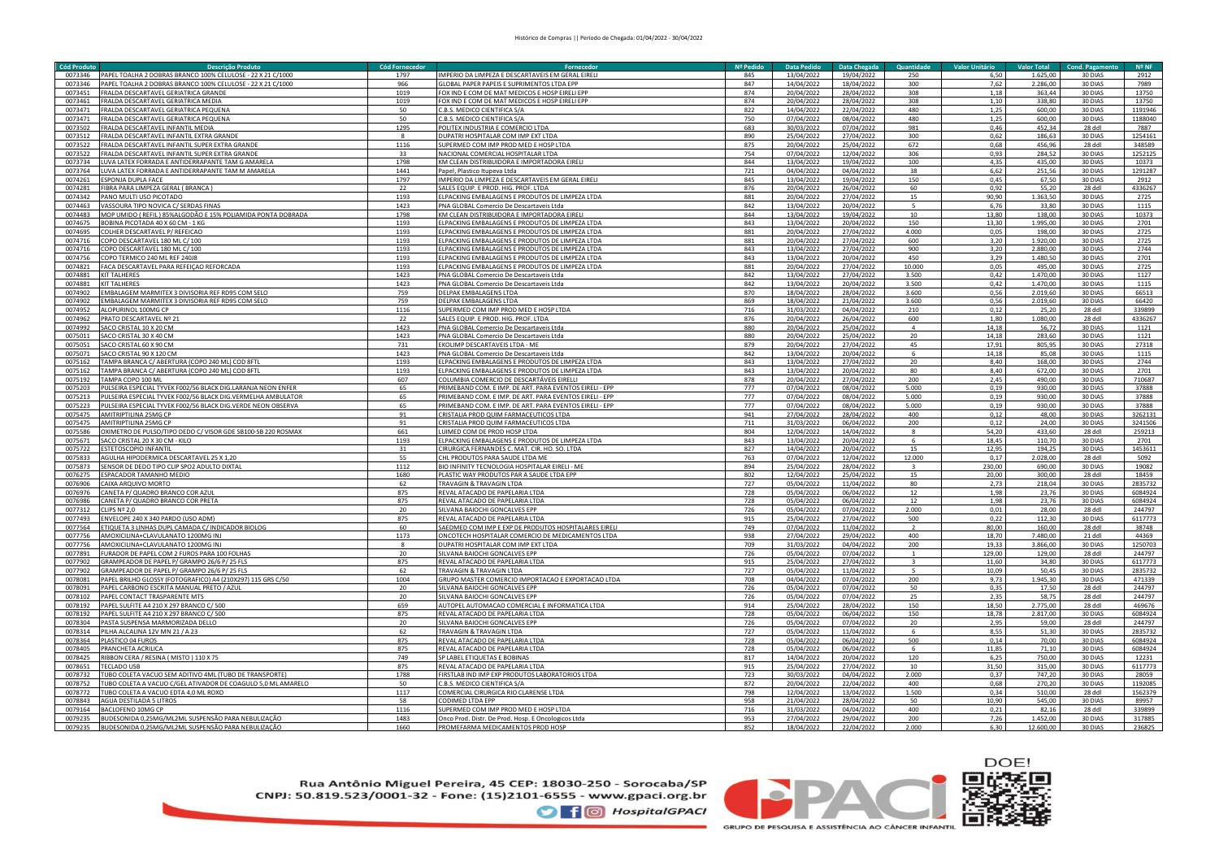| Cód Produto | Descrição Produto | Cód Fornecedor | Fornecedor | Nº Pedido | Data Pedido | Data Chegada | Quantidade | Valor Unitário | Valor Total | Cond. Pagamento | Nº NF |
|---|---|---|---|---|---|---|---|---|---|---|---|
| 0073346 | PAPEL TOALHA 2 DOBRAS BRANCO 100% CELULOSE - 22 X 21 C/1000 | 1797 | IMPERIO DA LIMPEZA E DESCARTAVEIS EM GERAL EIRELI | 845 | 13/04/2022 | 19/04/2022 | 250 | 6,50 | 1.625,00 | 30 DIAS | 2912 |
| 0073346 | PAPEL TOALHA 2 DOBRAS BRANCO 100% CELULOSE - 22 X 21 C/1000 | 966 | GLOBAL PAPER PAPEIS E SUPRIMENTOS LTDA EPP | 847 | 14/04/2022 | 18/04/2022 | 300 | 7,62 | 2.286,00 | 30 DIAS | 7989 |
| 0073451 | FRALDA DESCARTAVEL GERIATRICA GRANDE | 1019 | FOX IND E COM DE MAT MEDICOS E HOSP EIRELI EPP | 874 | 20/04/2022 | 28/04/2022 | 308 | 1,18 | 363,44 | 30 DIAS | 13750 |
| 0073461 | FRALDA DESCARTAVEL GERIATRICA MEDIA | 1019 | FOX IND E COM DE MAT MEDICOS E HOSP EIRELI EPP | 874 | 20/04/2022 | 28/04/2022 | 308 | 1,10 | 338,80 | 30 DIAS | 13750 |
| 0073471 | FRALDA DESCARTAVEL GERIATRICA PEQUENA | 50 | C.B.S. MEDICO CIENTIFICA S/A | 822 | 14/04/2022 | 22/04/2022 | 480 | 1,25 | 600,00 | 30 DIAS | 1191946 |
| 0073471 | FRALDA DESCARTAVEL GERIATRICA PEQUENA | 50 | C.B.S. MEDICO CIENTIFICA S/A | 750 | 07/04/2022 | 08/04/2022 | 480 | 1,25 | 600,00 | 30 DIAS | 1188040 |
| 0073502 | FRALDA DESCARTAVEL INFANTIL MEDIA | 1295 | POLITEX INDUSTRIA E COMERCIO LTDA | 683 | 30/03/2022 | 07/04/2022 | 981 | 0,46 | 452,34 | 28 ddl | 7887 |
| 0073512 | FRALDA DESCARTAVEL INFANTIL EXTRA GRANDE | 8 | DUPATRI HOSPITALAR COM IMP EXT LTDA | 890 | 25/04/2022 | 27/04/2022 | 300 | 0,62 | 186,63 | 30 DIAS | 1254161 |
| 0073522 | FRALDA DESCARTAVEL INFANTIL SUPER EXTRA GRANDE | 1116 | SUPERMED COM IMP PROD MED E HOSP LTDA | 875 | 20/04/2022 | 25/04/2022 | 672 | 0,68 | 456,96 | 28 ddl | 348589 |
| 0073522 | FRALDA DESCARTAVEL INFANTIL SUPER EXTRA GRANDE | 33 | NACIONAL COMERCIAL HOSPITALAR LTDA | 754 | 07/04/2022 | 12/04/2022 | 306 | 0,93 | 284,52 | 30 DIAS | 1252125 |
| 0073734 | LUVA LATEX FORRADA E ANTIDERRAPANTE TAM G AMARELA | 1798 | KM CLEAN DISTRIBUIDORA E IMPORTADORA EIRELI | 844 | 13/04/2022 | 19/04/2022 | 100 | 4,35 | 435,00 | 30 DIAS | 10373 |
| 0073764 | LUVA LATEX FORRADA E ANTIDERRAPANTE TAM M AMARELA | 1441 | Papel, Plastico Itupeva Ltda | 721 | 04/04/2022 | 04/04/2022 | 38 | 6,62 | 251,56 | 30 DIAS | 1291287 |
| 0074261 | ESPONJA DUPLA FACE | 1797 | IMPERIO DA LIMPEZA E DESCARTAVEIS EM GERAL EIRELI | 845 | 13/04/2022 | 19/04/2022 | 150 | 0,45 | 67,50 | 30 DIAS | 2912 |
| 0074281 | FIBRA PARA LIMPEZA GERAL ( BRANCA ) | 22 | SALES EQUIP. E PROD. HIG. PROF. LTDA | 876 | 20/04/2022 | 26/04/2022 | 60 | 0,92 | 55,20 | 28 ddl | 4336267 |
| 0074342 | PANO MULTI USO PICOTADO | 1193 | ELPACKING EMBALAGENS E PRODUTOS DE LIMPEZA LTDA | 881 | 20/04/2022 | 27/04/2022 | 15 | 90,90 | 1.363,50 | 30 DIAS | 2725 |
| 0074463 | VASSOURA TIPO NOVICA C/ SERDAS FINAS | 1423 | PNA GLOBAL Comercio De Descartaveis Ltda | 842 | 13/04/2022 | 20/04/2022 | 5 | 6,76 | 33,80 | 30 DIAS | 1115 |
| 0074483 | MOP UMIDO ( REFIL ) 85%ALGODÃO E 15% POLIAMIDA PONTA DOBRADA | 1798 | KM CLEAN DISTRIBUIDORA E IMPORTADORA EIRELI | 844 | 13/04/2022 | 19/04/2022 | 10 | 13,80 | 138,00 | 30 DIAS | 10373 |
| 0074675 | BOBINA PICOTADA 40 X 60 CM - 1 KG | 1193 | ELPACKING EMBALAGENS E PRODUTOS DE LIMPEZA LTDA | 843 | 13/04/2022 | 20/04/2022 | 150 | 13,30 | 1.995,00 | 30 DIAS | 2701 |
| 0074695 | COLHER DESCARTAVEL P/ REFEICAO | 1193 | ELPACKING EMBALAGENS E PRODUTOS DE LIMPEZA LTDA | 881 | 20/04/2022 | 27/04/2022 | 4.000 | 0,05 | 198,00 | 30 DIAS | 2725 |
| 0074716 | COPO DESCARTAVEL 180 ML C/ 100 | 1193 | ELPACKING EMBALAGENS E PRODUTOS DE LIMPEZA LTDA | 881 | 20/04/2022 | 27/04/2022 | 600 | 3,20 | 1.920,00 | 30 DIAS | 2725 |
| 0074716 | COPO DESCARTAVEL 180 ML C/ 100 | 1193 | ELPACKING EMBALAGENS E PRODUTOS DE LIMPEZA LTDA | 843 | 13/04/2022 | 27/04/2022 | 900 | 3,20 | 2.880,00 | 30 DIAS | 2744 |
| 0074756 | COPO TERMICO 240 ML REF 240J8 | 1193 | ELPACKING EMBALAGENS E PRODUTOS DE LIMPEZA LTDA | 843 | 13/04/2022 | 20/04/2022 | 450 | 3,29 | 1.480,50 | 30 DIAS | 2701 |
| 0074821 | FACA DESCARTAVEL PARA REFEIÇAO REFORCADA | 1193 | ELPACKING EMBALAGENS E PRODUTOS DE LIMPEZA LTDA | 881 | 20/04/2022 | 27/04/2022 | 10.000 | 0,05 | 495,00 | 30 DIAS | 2725 |
| 0074881 | KIT TALHERES | 1423 | PNA GLOBAL Comercio De Descartaveis Ltda | 842 | 13/04/2022 | 27/04/2022 | 3.500 | 0,42 | 1.470,00 | 30 DIAS | 1127 |
| 0074881 | KIT TALHERES | 1423 | PNA GLOBAL Comercio De Descartaveis Ltda | 842 | 13/04/2022 | 20/04/2022 | 3.500 | 0,42 | 1.470,00 | 30 DIAS | 1115 |
| 0074902 | EMBALAGEM MARMITEX 3 DIVISORIA REF RD95 COM SELO | 759 | DELPAK EMBALAGENS LTDA | 870 | 18/04/2022 | 28/04/2022 | 3.600 | 0,56 | 2.019,60 | 30 DIAS | 66513 |
| 0074902 | EMBALAGEM MARMITEX 3 DIVISORIA REF RD95 COM SELO | 759 | DELPAK EMBALAGENS LTDA | 869 | 18/04/2022 | 21/04/2022 | 3.600 | 0,56 | 2.019,60 | 30 DIAS | 66420 |
| 0074952 | ALOPURINOL 100MG CP | 1116 | SUPERMED COM IMP PROD MED E HOSP LTDA | 716 | 31/03/2022 | 04/04/2022 | 210 | 0,12 | 25,20 | 28 ddl | 339899 |
| 0074962 | PRATO DESCARTAVEL Nº 21 | 22 | SALES EQUIP. E PROD. HIG. PROF. LTDA | 876 | 20/04/2022 | 26/04/2022 | 600 | 1,80 | 1.080,00 | 28 ddl | 4336267 |
| 0074992 | SACO CRISTAL 10 X 20 CM | 1423 | PNA GLOBAL Comercio De Descartaveis Ltda | 880 | 20/04/2022 | 25/04/2022 | 4 | 14,18 | 56,72 | 30 DIAS | 1121 |
| 0075011 | SACO CRISTAL 30 X 40 CM | 1423 | PNA GLOBAL Comercio De Descartaveis Ltda | 880 | 20/04/2022 | 25/04/2022 | 20 | 14,18 | 283,60 | 30 DIAS | 1121 |
| 0075051 | SACO CRISTAL 60 X 90 CM | 731 | EKOLIMP DESCARTAVEIS LTDA - ME | 879 | 20/04/2022 | 27/04/2022 | 45 | 17,91 | 805,95 | 30 DIAS | 27318 |
| 0075071 | SACO CRISTAL 90 X 120 CM | 1423 | PNA GLOBAL Comercio De Descartaveis Ltda | 842 | 13/04/2022 | 20/04/2022 | 6 | 14,18 | 85,08 | 30 DIAS | 1115 |
| 0075162 | TAMPA BRANCA C/ ABERTURA (COPO 240 ML) COD 8FTL | 1193 | ELPACKING EMBALAGENS E PRODUTOS DE LIMPEZA LTDA | 843 | 13/04/2022 | 27/04/2022 | 20 | 8,40 | 168,00 | 30 DIAS | 2744 |
| 0075162 | TAMPA BRANCA C/ ABERTURA (COPO 240 ML) COD 8FTL | 1193 | ELPACKING EMBALAGENS E PRODUTOS DE LIMPEZA LTDA | 843 | 13/04/2022 | 20/04/2022 | 80 | 8,40 | 672,00 | 30 DIAS | 2701 |
| 0075192 | TAMPA COPO 100 ML | 607 | COLUMBIA COMERCIO DE DESCARTÁVEIS EIRELLI | 878 | 20/04/2022 | 27/04/2022 | 200 | 2,45 | 490,00 | 30 DIAS | 710687 |
| 0075203 | PULSEIRA ESPECIAL TYVEK F002/56 BLACK DIG.LARANJA NEON ENFER | 65 | PRIMEBAND COM. E IMP. DE ART. PARA EVENTOS EIRELI - EPP | 777 | 07/04/2022 | 08/04/2022 | 5.000 | 0,19 | 930,00 | 30 DIAS | 37888 |
| 0075213 | PULSEIRA ESPECIAL TYVEK F002/56 BLACK DIG.VERMELHA AMBULATOR | 65 | PRIMEBAND COM. E IMP. DE ART. PARA EVENTOS EIRELI - EPP | 777 | 07/04/2022 | 08/04/2022 | 5.000 | 0,19 | 930,00 | 30 DIAS | 37888 |
| 0075223 | PULSEIRA ESPECIAL TYVEK F002/56 BLACK DIG.VERDE NEON OBSERVA | 65 | PRIMEBAND COM. E IMP. DE ART. PARA EVENTOS EIRELI - EPP | 777 | 07/04/2022 | 08/04/2022 | 5.000 | 0,19 | 930,00 | 30 DIAS | 37888 |
| 0075475 | AMITRIPTILINA 25MG CP | 91 | CRISTALIA PROD QUIM FARMACEUTICOS LTDA | 941 | 27/04/2022 | 28/04/2022 | 400 | 0,12 | 48,00 | 30 DIAS | 3262131 |
| 0075475 | AMITRIPTILINA 25MG CP | 91 | CRISTALIA PROD QUIM FARMACEUTICOS LTDA | 711 | 31/03/2022 | 06/04/2022 | 200 | 0,12 | 24,00 | 30 DIAS | 3241506 |
| 0075586 | OXIMETRO DE PULSO/TIPO DEDO C/ VISOR GDE SB100-SB 220 ROSMAX | 661 | LUIMED COM DE PROD HOSP LTDA | 804 | 12/04/2022 | 14/04/2022 | 8 | 54,20 | 433,60 | 28 ddl | 259213 |
| 0075671 | SACO CRISTAL 20 X 30 CM - KILO | 1193 | ELPACKING EMBALAGENS E PRODUTOS DE LIMPEZA LTDA | 843 | 13/04/2022 | 20/04/2022 | 6 | 18,45 | 110,70 | 30 DIAS | 2701 |
| 0075722 | ESTETOSCOPIO INFANTIL | 31 | CIRURGICA FERNANDES C. MAT. CIR. HO. SO. LTDA | 827 | 14/04/2022 | 20/04/2022 | 15 | 12,95 | 194,25 | 30 DIAS | 1453611 |
| 0075833 | AGULHA HIPODERMICA DESCARTAVEL 25 X 1,20 | 55 | CHL PRODUTOS PARA SAUDE LTDA ME | 763 | 07/04/2022 | 12/04/2022 | 12.000 | 0,17 | 2.028,00 | 28 ddl | 5092 |
| 0075873 | SENSOR DE DEDO TIPO CLIP SPO2 ADULTO DIXTAL | 1112 | BIO INFINITY TECNOLOGIA HOSPITALAR EIRELI - ME | 894 | 25/04/2022 | 28/04/2022 | 3 | 230,00 | 690,00 | 30 DIAS | 19082 |
| 0076275 | ESPACADOR TAMANHO MEDIO | 1680 | PLASTIC WAY PRODUTOS PAR A SAUDE LTDA EPP | 802 | 12/04/2022 | 25/04/2022 | 15 | 20,00 | 300,00 | 28 ddl | 18459 |
| 0076906 | CAIXA ARQUIVO MORTO | 62 | TRAVAGIN & TRAVAGIN LTDA | 727 | 05/04/2022 | 11/04/2022 | 80 | 2,73 | 218,04 | 30 DIAS | 2835732 |
| 0076976 | CANETA P/ QUADRO BRANCO COR AZUL | 875 | REVAL ATACADO DE PAPELARIA LTDA | 728 | 05/04/2022 | 06/04/2022 | 12 | 1,98 | 23,76 | 30 DIAS | 6084924 |
| 0076986 | CANETA P/ QUADRO BRANCO COR PRETA | 875 | REVAL ATACADO DE PAPELARIA LTDA | 728 | 05/04/2022 | 06/04/2022 | 12 | 1,98 | 23,76 | 30 DIAS | 6084924 |
| 0077312 | CLIPS Nº 2,0 | 20 | SILVANA BAIOCHI GONCALVES EPP | 726 | 05/04/2022 | 07/04/2022 | 2.000 | 0,01 | 28,00 | 28 ddl | 244797 |
| 0077493 | ENVELOPE 240 X 340 PARDO (USO ADM) | 875 | REVAL ATACADO DE PAPELARIA LTDA | 915 | 25/04/2022 | 27/04/2022 | 500 | 0,22 | 112,30 | 30 DIAS | 6117773 |
| 0077564 | ETIQUETA 3 LINHAS DUPL CAMADA C/ INDICADOR BIOLOG | 60 | SAEDMED COM IMP E EXP DE PRODUTOS HOSPITALARES EIRELI | 749 | 07/04/2022 | 11/04/2022 | 2 | 80,00 | 160,00 | 28 ddl | 38748 |
| 0077756 | AMOXICILINA+CLAVULANATO 1200MG INJ | 1173 | ONCOTECH HOSPITALAR COMERCIO DE MEDICAMENTOS LTDA | 938 | 27/04/2022 | 29/04/2022 | 400 | 18,70 | 7.480,00 | 21 ddl | 44369 |
| 0077756 | AMOXICILINA+CLAVULANATO 1200MG INJ | 8 | DUPATRI HOSPITALAR COM IMP EXT LTDA | 709 | 31/03/2022 | 04/04/2022 | 200 | 19,33 | 3.866,00 | 30 DIAS | 1250703 |
| 0077891 | FURADOR DE PAPEL COM 2 FUROS PARA 100 FOLHAS | 20 | SILVANA BAIOCHI GONCALVES EPP | 726 | 05/04/2022 | 07/04/2022 | 1 | 129,00 | 129,00 | 28 ddl | 244797 |
| 0077902 | GRAMPEADOR DE PAPEL P/ GRAMPO 26/6 P/ 25 FLS | 875 | REVAL ATACADO DE PAPELARIA LTDA | 915 | 25/04/2022 | 27/04/2022 | 3 | 11,60 | 34,80 | 30 DIAS | 6117773 |
| 0077902 | GRAMPEADOR DE PAPEL P/ GRAMPO 26/6 P/ 25 FLS | 62 | TRAVAGIN & TRAVAGIN LTDA | 727 | 05/04/2022 | 11/04/2022 | 5 | 10,09 | 50,45 | 30 DIAS | 2835732 |
| 0078081 | PAPEL BRILHO GLOSSY (FOTOGRAFICO) A4 (210X297) 115 GRS C/50 | 1004 | GRUPO MASTER COMERCIO IMPORTACAO E EXPORTACAO LTDA | 708 | 04/04/2022 | 07/04/2022 | 200 | 9,73 | 1.945,30 | 30 DIAS | 471339 |
| 0078091 | PAPEL CARBONO ESCRITA MANUAL PRETO / AZUL | 20 | SILVANA BAIOCHI GONCALVES EPP | 726 | 05/04/2022 | 07/04/2022 | 50 | 0,35 | 17,50 | 28 ddl | 244797 |
| 0078102 | PAPEL CONTACT TRASPARENTE MTS | 20 | SILVANA BAIOCHI GONCALVES EPP | 726 | 05/04/2022 | 07/04/2022 | 25 | 2,35 | 58,75 | 28 ddl | 244797 |
| 0078192 | PAPEL SULFITE A4 210 X 297 BRANCO C/ 500 | 659 | AUTOPEL AUTOMACAO COMERCIAL E INFORMATICA LTDA | 914 | 25/04/2022 | 28/04/2022 | 150 | 18,50 | 2.775,00 | 28 ddl | 469676 |
| 0078192 | PAPEL SULFITE A4 210 X 297 BRANCO C/ 500 | 875 | REVAL ATACADO DE PAPELARIA LTDA | 728 | 05/04/2022 | 06/04/2022 | 150 | 18,78 | 2.817,00 | 30 DIAS | 6084924 |
| 0078304 | PASTA SUSPENSA MARMORIZADA DELLO | 20 | SILVANA BAIOCHI GONCALVES EPP | 726 | 05/04/2022 | 07/04/2022 | 20 | 2,95 | 59,00 | 28 ddl | 244797 |
| 0078314 | PILHA ALCALINA 12V MN 21 / A 23 | 62 | TRAVAGIN & TRAVAGIN LTDA | 727 | 05/04/2022 | 11/04/2022 | 6 | 8,55 | 51,30 | 30 DIAS | 2835732 |
| 0078364 | PLASTICO 04 FUROS | 875 | REVAL ATACADO DE PAPELARIA LTDA | 728 | 05/04/2022 | 06/04/2022 | 500 | 0,14 | 70,00 | 30 DIAS | 6084924 |
| 0078405 | PRANCHETA ACRILICA | 875 | REVAL ATACADO DE PAPELARIA LTDA | 728 | 05/04/2022 | 06/04/2022 | 6 | 11,85 | 71,10 | 30 DIAS | 6084924 |
| 0078425 | RIBBON CERA / RESINA ( MISTO ) 110 X 75 | 749 | SP LABEL ETIQUETAS E BOBINAS | 817 | 14/04/2022 | 20/04/2022 | 120 | 6,25 | 750,00 | 30 DIAS | 12231 |
| 0078651 | TECLADO USB | 875 | REVAL ATACADO DE PAPELARIA LTDA | 915 | 25/04/2022 | 27/04/2022 | 10 | 31,50 | 315,00 | 30 DIAS | 6117773 |
| 0078732 | TUBO COLETA VACUO SEM ADITIVO 4ML (TUBO DE TRANSPORTE) | 1788 | FIRSTLAB IND IMP EXP PRODUTOS LABORATORIOS LTDA | 723 | 30/03/2022 | 04/04/2022 | 2.000 | 0,37 | 747,20 | 30 DIAS | 28059 |
| 0078752 | TUBO COLETA A VACUO C/GEL ATIVADOR DE COAGULO 5,0 ML AMARELO | 50 | C.B.S. MEDICO CIENTIFICA S/A | 872 | 20/04/2022 | 22/04/2022 | 400 | 0,68 | 270,20 | 30 DIAS | 1192085 |
| 0078772 | TUBO COLETA A VACUO EDTA 4,0 ML ROXO | 1117 | COMERCIAL CIRURGICA RIO CLARENSE LTDA | 798 | 12/04/2022 | 13/04/2022 | 1.500 | 0,34 | 510,00 | 28 ddl | 1562379 |
| 0078843 | AGUA DESTILADA 5 LITROS | 58 | CODIMED LTDA EPP | 958 | 21/04/2022 | 28/04/2022 | 50 | 10,90 | 545,00 | 30 DIAS | 89957 |
| 0079164 | BACLOFENO 10MG CP | 1116 | SUPERMED COM IMP PROD MED E HOSP LTDA | 716 | 31/03/2022 | 04/04/2022 | 400 | 0,21 | 82,16 | 28 ddl | 339899 |
| 0079235 | BUDESONIDA 0,25MG/ML2ML SUSPENSÃO PARA NEBULIZAÇÃO | 1483 | Onco Prod. Distr. De Prod. Hosp. E Oncologicos Ltda | 953 | 27/04/2022 | 29/04/2022 | 200 | 7,26 | 1.452,00 | 30 DIAS | 317885 |
| 0079235 | BUDESONIDA 0,25MG/ML2ML SUSPENSÃO PARA NEBULIZAÇÃO | 1660 | PROMEFARMA MEDICAMENTOS PROD HOSP | 852 | 18/04/2022 | 22/04/2022 | 2.000 | 6,30 | 12.600,00 | 30 DIAS | 236825 |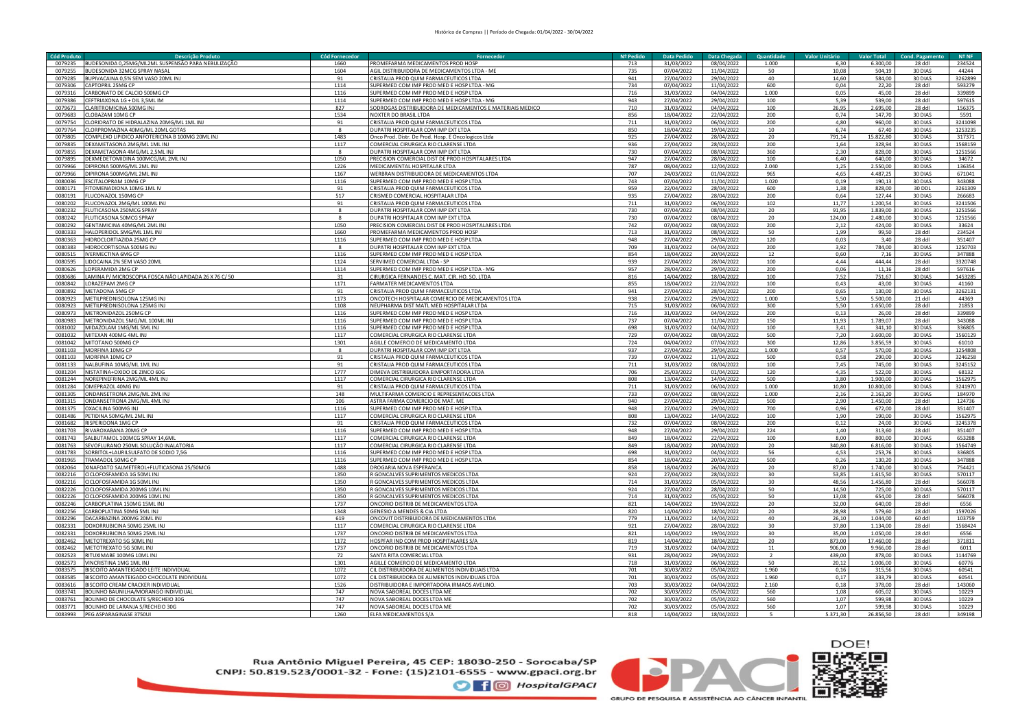| Cód Produto | Descrição Produto | Cód Fornecedor | Fornecedor | Nº Pedido | Data Pedido | Data Chegada | Quantidade | Valor Unitário | Valor Total | Cond. Pagamento | Nº NF |
|---|---|---|---|---|---|---|---|---|---|---|---|
| 0079235 | BUDESONIDA 0,25MG/ML2ML SUSPENSÃO PARA NEBULIZAÇÃO | 1660 | PROMEFARMA MEDICAMENTOS PROD HOSP | 713 | 31/03/2022 | 08/04/2022 | 1.000 | 6,30 | 6.300,00 | 28 ddl | 234524 |
| 0079255 | BUDESONIDA 32MCG SPRAY NASAL | 1604 | AGIL DISTRIBUIDORA DE MEDICAMENTOS LTDA - ME | 735 | 07/04/2022 | 11/04/2022 | 50 | 10,08 | 504,19 | 30 DIAS | 44244 |
| 0079285 | BUPIVACAINA 0,5% SEM VASO 20ML INJ | 91 | CRISTALIA PROD QUIM FARMACEUTICOS LTDA | 941 | 27/04/2022 | 29/04/2022 | 40 | 14,60 | 584,00 | 30 DIAS | 3262899 |
| 0079306 | CAPTOPRIL 25MG CP | 1114 | SUPERMED COM IMP PROD MED E HOSP LTDA - MG | 734 | 07/04/2022 | 11/04/2022 | 600 | 0,04 | 22,20 | 28 ddl | 593279 |
| 0079316 | CARBONATO DE CALCIO 500MG CP | 1116 | SUPERMED COM IMP PROD MED E HOSP LTDA | 716 | 31/03/2022 | 04/04/2022 | 1.000 | 0,05 | 45,00 | 28 ddl | 339899 |
| 0079386 | CEFTRIAXONA 1G + DIL 3,5ML IM | 1114 | SUPERMED COM IMP PROD MED E HOSP LTDA - MG | 943 | 27/04/2022 | 29/04/2022 | 100 | 5,39 | 539,00 | 28 ddl | 597615 |
| 0079673 | CLARITROMICINA 500MG INJ | 827 | SODROGAS DISTRIBUIDORA DE MEDICAMENTOS E MATERIAIS MEDICO | 710 | 31/03/2022 | 04/04/2022 | 100 | 26,95 | 2.695,00 | 28 ddl | 156375 |
| 0079683 | CLOBAZAM 10MG CP | 1534 | NOXTER DO BRASIL LTDA | 856 | 18/04/2022 | 22/04/2022 | 200 | 0,74 | 147,70 | 30 DIAS | 5591 |
| 0079754 | CLORIDRATO DE HIDRALAZINA 20MG/ML 1ML INJ | 91 | CRISTALIA PROD QUIM FARMACEUTICOS LTDA | 711 | 31/03/2022 | 06/04/2022 | 200 | 4,80 | 960,00 | 30 DIAS | 3241098 |
| 0079764 | CLORPROMAZINA 40MG/ML 20ML GOTAS | 8 | DUPATRI HOSPITALAR COM IMP EXT LTDA | 850 | 18/04/2022 | 19/04/2022 | 10 | 6,74 | 67,40 | 30 DIAS | 1253235 |
| 0079805 | COMPLEXO LIPIDICO ANFOTERICINA B 100MG 20ML INJ | 1483 | Onco Prod. Distr. De Prod. Hosp. E Oncologicos Ltda | 925 | 27/04/2022 | 28/04/2022 | 20 | 791,14 | 15.822,80 | 30 DIAS | 317371 |
| 0079835 | DEXAMETASONA 2MG/ML 1ML INJ | 1117 | COMERCIAL CIRURGICA RIO CLARENSE LTDA | 936 | 27/04/2022 | 28/04/2022 | 200 | 1,64 | 328,94 | 30 DIAS | 1568159 |
| 0079855 | DEXAMETASONA 4MG/ML 2,5ML INJ | 8 | DUPATRI HOSPITALAR COM IMP EXT LTDA | 730 | 07/04/2022 | 08/04/2022 | 360 | 2,30 | 828,00 | 30 DIAS | 1251566 |
| 0079895 | DEXMEDETOMIDINA 100MCG/ML 2ML INJ | 1050 | PRECISION COMERCIAL DIST DE PROD HOSPITALARES LTDA | 947 | 27/04/2022 | 28/04/2022 | 100 | 6,40 | 640,00 | 30 DIAS | 34672 |
| 0079966 | DIPIRONA 500MG/ML 2ML INJ | 1226 | MEDICAMENTAL HOSPITALAR LTDA | 787 | 08/04/2022 | 12/04/2022 | 2.040 | 1,25 | 2.550,00 | 30 DIAS | 136354 |
| 0079966 | DIPIRONA 500MG/ML 2ML INJ | 1167 | WERBRAN DISTRIBUIDORA DE MEDICAMENTOS LTDA | 707 | 24/03/2022 | 01/04/2022 | 965 | 4,65 | 4.487,25 | 30 DIAS | 671041 |
| 0080036 | ESCITALOPRAM 10MG CP | 1116 | SUPERMED COM IMP PROD MED E HOSP LTDA | 743 | 07/04/2022 | 11/04/2022 | 1.020 | 0,19 | 190,13 | 30 DIAS | 343088 |
| 0080171 | FITOMENADIONA 10MG 1ML IV | 91 | CRISTALIA PROD QUIM FARMACEUTICOS LTDA | 959 | 22/04/2022 | 28/04/2022 | 600 | 1,38 | 828,00 | 30 DDL | 3261309 |
| 0080191 | FLUCONAZOL 150MG CP | 517 | CRISMED COMERCIAL HOSPITALAR LTDA | 935 | 27/04/2022 | 28/04/2022 | 200 | 0,64 | 127,44 | 30 DIAS | 266683 |
| 0080202 | FLUCONAZOL 2MG/ML 100ML INJ | 91 | CRISTALIA PROD QUIM FARMACEUTICOS LTDA | 711 | 31/03/2022 | 06/04/2022 | 102 | 11,77 | 1.200,54 | 30 DIAS | 3241506 |
| 0080232 | FLUTICASONA 250MCG SPRAY | 8 | DUPATRI HOSPITALAR COM IMP EXT LTDA | 730 | 07/04/2022 | 08/04/2022 | 20 | 91,95 | 1.839,00 | 30 DIAS | 1251566 |
| 0080242 | FLUTICASONA 50MCG SPRAY | 8 | DUPATRI HOSPITALAR COM IMP EXT LTDA | 730 | 07/04/2022 | 08/04/2022 | 20 | 124,00 | 2.480,00 | 30 DIAS | 1251566 |
| 0080292 | GENTAMICINA 40MG/ML 2ML INJ | 1050 | PRECISION COMERCIAL DIST DE PROD HOSPITALARES LTDA | 742 | 07/04/2022 | 08/04/2022 | 200 | 2,12 | 424,00 | 30 DIAS | 33624 |
| 0080333 | HALOPERIDOL 5MG/ML 1ML INJ | 1660 | PROMEFARMA MEDICAMENTOS PROD HOSP | 713 | 31/03/2022 | 08/04/2022 | 50 | 1,99 | 99,50 | 28 ddl | 234524 |
| 0080363 | HIDROCLORTIAZIDA 25MG CP | 1116 | SUPERMED COM IMP PROD MED E HOSP LTDA | 948 | 27/04/2022 | 29/04/2022 | 120 | 0,03 | 3,40 | 28 ddl | 351407 |
| 0080383 | HIDROCORTISONA 500MG INJ | 8 | DUPATRI HOSPITALAR COM IMP EXT LTDA | 709 | 31/03/2022 | 04/04/2022 | 200 | 3,92 | 784,00 | 30 DIAS | 1250703 |
| 0080515 | IVERMECTINA 6MG CP | 1116 | SUPERMED COM IMP PROD MED E HOSP LTDA | 854 | 18/04/2022 | 20/04/2022 | 12 | 0,60 | 7,16 | 30 DIAS | 347888 |
| 0080595 | LIDOCAINA 2% SEM VASO 20ML | 1124 | SERVIMED COMERCIAL LTDA - SP | 939 | 27/04/2022 | 28/04/2022 | 100 | 4,44 | 444,44 | 28 ddl | 3320748 |
| 0080626 | LOPERAMIDA 2MG CP | 1114 | SUPERMED COM IMP PROD MED E HOSP LTDA - MG | 957 | 28/04/2022 | 29/04/2022 | 200 | 0,06 | 11,16 | 28 ddl | 597616 |
| 0080686 | LAMINA P/ MICROSCOPIA FOSCA NÃO LAPIDADA 26 X 76 C/ 50 | 31 | CIRURGICA FERNANDES C. MAT. CIR. HO. SO. LTDA | 816 | 14/04/2022 | 18/04/2022 | 100 | 7,52 | 751,67 | 30 DIAS | 1453285 |
| 0080842 | LORAZEPAM 2MG CP | 1171 | FARMATER MEDICAMENTOS LTDA | 855 | 18/04/2022 | 22/04/2022 | 100 | 0,43 | 43,00 | 30 DIAS | 41160 |
| 0080892 | METADONA 5MG CP | 91 | CRISTALIA PROD QUIM FARMACEUTICOS LTDA | 941 | 27/04/2022 | 28/04/2022 | 200 | 0,65 | 130,00 | 30 DIAS | 3262131 |
| 0080923 | METILPREDNISOLONA 125MG INJ | 1173 | ONCOTECH HOSPITALAR COMERCIO DE MEDICAMENTOS LTDA | 938 | 27/04/2022 | 29/04/2022 | 1.000 | 5,50 | 5.500,00 | 21 ddl | 44369 |
| 0080923 | METILPREDNISOLONA 125MG INJ | 1108 | NEUPHARMA DIST MATL MED HOSPITALAR LTDA | 715 | 31/03/2022 | 06/04/2022 | 300 | 5,50 | 1.650,00 | 28 ddl | 21853 |
| 0080963 | METRONIDAZOL 250MG CP | 1116 | SUPERMED COM IMP PROD MED E HOSP LTDA | 716 | 31/03/2022 | 04/04/2022 | 200 | 0,13 | 26,00 | 28 ddl | 339899 |
| 0080983 | METRONIDAZOL 5MG/ML 100ML INJ | 1116 | SUPERMED COM IMP PROD MED E HOSP LTDA | 737 | 07/04/2022 | 11/04/2022 | 150 | 11,93 | 1.789,07 | 28 ddl | 343088 |
| 0081002 | MIDAZOLAM 1MG/ML 5ML INJ | 1116 | SUPERMED COM IMP PROD MED E HOSP LTDA | 698 | 31/03/2022 | 04/04/2022 | 100 | 3,41 | 341,10 | 30 DIAS | 336805 |
| 0081032 | MITEXAN 400MG 4ML INJ | 1117 | COMERCIAL CIRURGICA RIO CLARENSE LTDA | 729 | 07/04/2022 | 08/04/2022 | 500 | 7,20 | 3.600,00 | 30 DIAS | 1560129 |
| 0081042 | MITOTANO 500MG CP | 1301 | AGILLE COMERCIO DE MEDICAMENTO LTDA | 724 | 04/04/2022 | 07/04/2022 | 300 | 12,86 | 3.856,59 | 30 DIAS | 61010 |
| 0081103 | MORFINA 10MG CP | 8 | DUPATRI HOSPITALAR COM IMP EXT LTDA | 937 | 27/04/2022 | 29/04/2022 | 1.000 | 0,57 | 570,00 | 30 DIAS | 1254808 |
| 0081103 | MORFINA 10MG CP | 91 | CRISTALIA PROD QUIM FARMACEUTICOS LTDA | 739 | 07/04/2022 | 11/04/2022 | 500 | 0,58 | 290,00 | 30 DIAS | 3246258 |
| 0081133 | NALBUFINA 10MG/ML 1ML INJ | 91 | CRISTALIA PROD QUIM FARMACEUTICOS LTDA | 711 | 31/03/2022 | 08/04/2022 | 100 | 7,45 | 745,00 | 30 DIAS | 3245152 |
| 0081204 | NISTATINA+OXIDO DE ZINCO 60G | 1777 | DIMEVA DISTRIBUIDORA EIMPORTADORA LTDA | 706 | 25/03/2022 | 01/04/2022 | 120 | 4,35 | 522,00 | 30 DIAS | 68132 |
| 0081244 | NOREPINEFRINA 2MG/ML 4ML INJ | 1117 | COMERCIAL CIRURGICA RIO CLARENSE LTDA | 808 | 13/04/2022 | 14/04/2022 | 500 | 3,80 | 1.900,00 | 30 DIAS | 1562975 |
| 0081284 | OMEPRAZOL 40MG INJ | 91 | CRISTALIA PROD QUIM FARMACEUTICOS LTDA | 711 | 31/03/2022 | 06/04/2022 | 1.000 | 10,80 | 10.800,00 | 30 DIAS | 3241970 |
| 0081305 | ONDANSETRONA 2MG/ML 2ML INJ | 148 | MULTIFARMA COMERCIO E REPRESENTACOES LTDA | 733 | 07/04/2022 | 08/04/2022 | 1.000 | 2,16 | 2.163,20 | 30 DIAS | 184970 |
| 0081315 | ONDANSETRONA 2MG/ML 4ML INJ | 106 | ASTRA FARMA COMERCIO DE MAT. ME | 940 | 27/04/2022 | 29/04/2022 | 500 | 2,90 | 1.450,00 | 28 ddl | 124736 |
| 0081375 | OXACILINA 500MG INJ | 1116 | SUPERMED COM IMP PROD MED E HOSP LTDA | 948 | 27/04/2022 | 29/04/2022 | 700 | 0,96 | 672,00 | 28 ddl | 351407 |
| 0081486 | PETIDINA 50MG/ML 2ML INJ | 1117 | COMERCIAL CIRURGICA RIO CLARENSE LTDA | 808 | 13/04/2022 | 14/04/2022 | 100 | 1,90 | 190,00 | 30 DIAS | 1562975 |
| 0081682 | RISPERIDONA 1MG CP | 91 | CRISTALIA PROD QUIM FARMACEUTICOS LTDA | 732 | 07/04/2022 | 08/04/2022 | 200 | 0,12 | 24,00 | 30 DIAS | 3245378 |
| 0081703 | RIVAROXABANA 20MG CP | 1116 | SUPERMED COM IMP PROD MED E HOSP LTDA | 948 | 27/04/2022 | 29/04/2022 | 224 | 1,40 | 313,60 | 28 ddl | 351407 |
| 0081743 | SALBUTAMOL 100MCG SPRAY 14,6ML | 1117 | COMERCIAL CIRURGICA RIO CLARENSE LTDA | 849 | 18/04/2022 | 22/04/2022 | 100 | 8,00 | 800,00 | 30 DIAS | 653288 |
| 0081763 | SEVOFLURANO 250ML SOLUÇÃO INALATORIA | 1117 | COMERCIAL CIRURGICA RIO CLARENSE LTDA | 849 | 18/04/2022 | 20/04/2022 | 20 | 340,80 | 6.816,00 | 30 DIAS | 1564749 |
| 0081783 | SORBITOL+LAURILSULFATO DE SODIO 7,5G | 1116 | SUPERMED COM IMP PROD MED E HOSP LTDA | 698 | 31/03/2022 | 04/04/2022 | 56 | 4,53 | 253,76 | 30 DIAS | 336805 |
| 0081965 | TRAMADOL 50MG CP | 1116 | SUPERMED COM IMP PROD MED E HOSP LTDA | 854 | 18/04/2022 | 20/04/2022 | 500 | 0,26 | 130,20 | 30 DIAS | 347888 |
| 0082064 | XINAFOATO SALMETEROL+FLUTICASONA 25/50MCG | 1488 | DROGARIA NOVA ESPERANCA | 858 | 18/04/2022 | 26/04/2022 | 20 | 87,00 | 1.740,00 | 30 DIAS | 754421 |
| 0082216 | CICLOFOSFAMIDA 1G 50ML INJ | 1350 | R GONCALVES SUPRIMENTOS MEDICOS LTDA | 924 | 27/04/2022 | 28/04/2022 | 30 | 53,85 | 1.615,50 | 30 DIAS | 570117 |
| 0082216 | CICLOFOSFAMIDA 1G 50ML INJ | 1350 | R GONCALVES SUPRIMENTOS MEDICOS LTDA | 714 | 31/03/2022 | 05/04/2022 | 30 | 48,56 | 1.456,80 | 28 ddl | 566078 |
| 0082226 | CICLOFOSFAMIDA 200MG 10ML INJ | 1350 | R GONCALVES SUPRIMENTOS MEDICOS LTDA | 924 | 27/04/2022 | 28/04/2022 | 50 | 14,50 | 725,00 | 30 DIAS | 570117 |
| 0082226 | CICLOFOSFAMIDA 200MG 10ML INJ | 1350 | R GONCALVES SUPRIMENTOS MEDICOS LTDA | 714 | 31/03/2022 | 05/04/2022 | 50 | 13,08 | 654,00 | 28 ddl | 566078 |
| 0082246 | CARBOPLATINA 150MG 15ML INJ | 1737 | ONCORIO DISTRIB DE MEDICAMENTOS LTDA | 821 | 14/04/2022 | 19/04/2022 | 20 | 32,00 | 640,00 | 28 ddl | 6556 |
| 0082256 | CARBOPLATINA 50MG 5ML INJ | 1348 | GENESIO A MENDES & CIA LTDA | 820 | 14/04/2022 | 18/04/2022 | 20 | 28,98 | 579,60 | 28 ddl | 1597026 |
| 0082296 | DACARBAZINA 200MG 20ML INJ | 619 | ONCOVIT DISTRIBUIDORA DE MEDICAMENTOS LTDA | 779 | 11/04/2022 | 14/04/2022 | 40 | 26,10 | 1.044,00 | 60 ddl | 103759 |
| 0082331 | DOXORRUBICINA 50MG 25ML INJ | 1117 | COMERCIAL CIRURGICA RIO CLARENSE LTDA | 921 | 27/04/2022 | 28/04/2022 | 30 | 37,80 | 1.134,00 | 28 ddl | 1568424 |
| 0082331 | DOXORRUBICINA 50MG 25ML INJ | 1737 | ONCORIO DISTRIB DE MEDICAMENTOS LTDA | 821 | 14/04/2022 | 19/04/2022 | 30 | 35,00 | 1.050,00 | 28 ddl | 6556 |
| 0082462 | METOTREXATO 5G 50ML INJ | 1172 | HOSPFAR IND COM PROD HOSPITALARES S/A | 819 | 14/04/2022 | 18/04/2022 | 20 | 873,00 | 17.460,00 | 28 ddl | 371811 |
| 0082462 | METOTREXATO 5G 50ML INJ | 1737 | ONCORIO DISTRIB DE MEDICAMENTOS LTDA | 719 | 31/03/2022 | 04/04/2022 | 11 | 906,00 | 9.966,00 | 28 ddl | 6011 |
| 0082523 | RITUXIMABE 100MG 10ML INJ | 72 | SANTA RITA COMERCIAL LTDA | 931 | 28/04/2022 | 29/04/2022 | 2 | 439,00 | 878,00 | 30 DIAS | 1144769 |
| 0082573 | VINCRISTINA 1MG 1ML INJ | 1301 | AGILLE COMERCIO DE MEDICAMENTO LTDA | 718 | 31/03/2022 | 06/04/2022 | 50 | 20,12 | 1.006,00 | 30 DIAS | 60776 |
| 0083575 | BISCOITO AMANTEIGADO LEITE INDIVIDUAL | 1072 | CIL DISTRIBUIDORA DE ALIMENTOS INDIVIDUAIS LTDA | 701 | 30/03/2022 | 05/04/2022 | 1.960 | 0,16 | 315,56 | 30 DIAS | 60541 |
| 0083585 | BISCOITO AMANTEIGADO CHOCOLATE INDIVIDUAL | 1072 | CIL DISTRIBUIDORA DE ALIMENTOS INDIVIDUAIS LTDA | 701 | 30/03/2022 | 05/04/2022 | 1.960 | 0,17 | 333,79 | 30 DIAS | 60541 |
| 0083616 | BISCOITO CREAM CRACKER INDIVIDUAL | 1526 | DISTRIBUIDORA E IMPORTADORA IRMAOS AVELINO. | 703 | 30/03/2022 | 04/04/2022 | 2.160 | 0,18 | 378,00 | 28 ddl | 143060 |
| 0083741 | BOLINHO BAUNILHA/MORANGO INDIVIDUAL | 747 | NOVA SABOREAL DOCES LTDA ME | 702 | 30/03/2022 | 05/04/2022 | 560 | 1,08 | 605,02 | 30 DIAS | 10229 |
| 0083761 | BOLINHO DE CHOCOLATE S/RECHEIO 30G | 747 | NOVA SABOREAL DOCES LTDA ME | 702 | 30/03/2022 | 05/04/2022 | 560 | 1,07 | 599,98 | 30 DIAS | 10229 |
| 0083771 | BOLINHO DE LARANJA S/RECHEIO 30G | 747 | NOVA SABOREAL DOCES LTDA ME | 702 | 30/03/2022 | 05/04/2022 | 560 | 1,07 | 599,98 | 30 DIAS | 10229 |
| 0083993 | PEG ASPARAGINASE 3750UI | 1260 | ELFA MEDICAMENTOS S/A | 818 | 14/04/2022 | 18/04/2022 | 5 | 5.371,30 | 26.856,50 | 28 ddl | 349198 |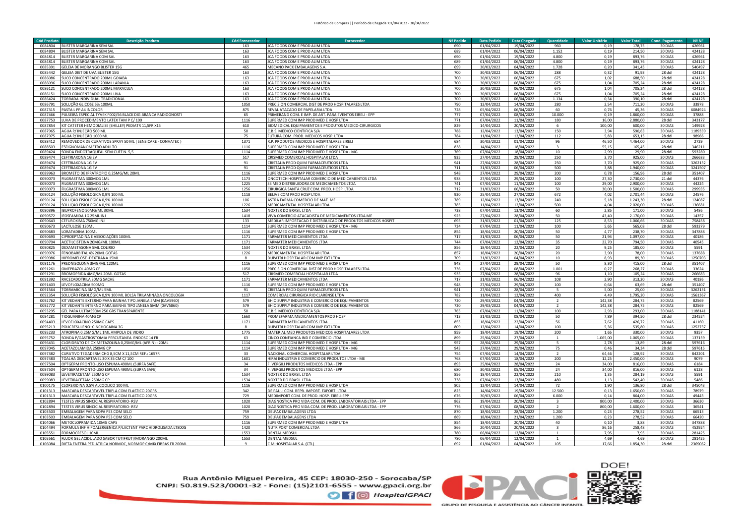Histórico de Compras || Período de Chegada: 01/04/2022 - 30/04/2022

| Cód Produto | Descrição Produto | Cód Fornecedor | Fornecedor | Nº Pedido | Data Pedido | Data Chegada | Quantidade | Valor Unitário | Valor Total | Cond. Pagamento | Nº NF |
|---|---|---|---|---|---|---|---|---|---|---|---|
| 0084804 | BLISTER MARGARINA SEM SAL | 163 | JCA FOODS COM E PROD ALIM LTDA | 690 | 01/04/2022 | 19/04/2022 | 960 | 0,19 | 178,75 | 30 DIAS | 426961 |
| 0084804 | BLISTER MARGARINA SEM SAL | 163 | JCA FOODS COM E PROD ALIM LTDA | 689 | 01/04/2022 | 06/04/2022 | 1.152 | 0,19 | 214,50 | 30 DIAS | 424128 |
| 0084814 | BLISTER MARGARINA COM SAL | 163 | JCA FOODS COM E PROD ALIM LTDA | 690 | 01/04/2022 | 19/04/2022 | 4.800 | 0,19 | 893,76 | 30 DIAS | 426961 |
| 0084814 | BLISTER MARGARINA COM SAL | 163 | JCA FOODS COM E PROD ALIM LTDA | 689 | 01/04/2022 | 06/04/2022 | 4.800 | 0,19 | 893,76 | 30 DIAS | 424128 |
| 0085391 | GELEIA DE MORANGO BLISTER 15G | 465 | MECANO PACK EMBALAGENS S.A. | 699 | 30/03/2022 | 04/04/2022 | 1.728 | 0,20 | 341,45 | 30 DIAS | 540497 |
| 0085442 | GELEIA DIET DE UVA BLISTER 15G | 163 | JCA FOODS COM E PROD ALIM LTDA | 700 | 30/03/2022 | 06/04/2022 | 288 | 0,32 | 91,93 | 28 ddl | 424128 |
| 0086086 | SUCO CONCENTRADO 200ML GOIABA | 163 | JCA FOODS COM E PROD ALIM LTDA | 700 | 30/03/2022 | 06/04/2022 | 675 | 1,02 | 688,50 | 28 ddl | 424128 |
| 0086096 | SUCO CONCENTRADO 200ML LARANJA | 163 | JCA FOODS COM E PROD ALIM LTDA | 700 | 30/03/2022 | 06/04/2022 | 675 | 1,04 | 705,24 | 28 ddl | 424128 |
| 0086121 | SUCO CONCENTRADO 200ML MARACUJA | 163 | JCA FOODS COM E PROD ALIM LTDA | 700 | 30/03/2022 | 06/04/2022 | 675 | 1,04 | 705,24 | 28 ddl | 424128 |
| 0086151 | SUCO CONCENTRADO 200ML UVA | 163 | JCA FOODS COM E PROD ALIM LTDA | 700 | 30/03/2022 | 06/04/2022 | 675 | 1,04 | 705,24 | 28 ddl | 424128 |
| 0086424 | TORRADA INDIVIDUAL TRADICIONAL | 163 | JCA FOODS COM E PROD ALIM LTDA | 700 | 30/03/2022 | 06/04/2022 | 1.134 | 0,34 | 390,10 | 28 ddl | 424128 |
| 0086791 | SOLUÇÃO GLICOSE 5% 100ML | 1050 | PRECISION COMERCIAL DIST DE PROD HOSPITALARES LTDA | 790 | 12/04/2022 | 14/04/2022 | 280 | 2,54 | 711,20 | 30 DIAS | 33878 |
| 0087315 | PASTA L PP A4 INCOLOR | 875 | REVAL ATACADO DE PAPELARIA LTDA | 728 | 05/04/2022 | 06/04/2022 | 60 | 0,76 | 45,36 | 30 DIAS | 6084924 |
| 0087466 | PULSEIRA ESPECIAL TYVEK F002/56 BLACK DIG.BRANCA RADIOGNOSTI | 65 | PRIMEBAND COM. E IMP. DE ART. PARA EVENTOS EIRELI - EPP | 777 | 07/04/2022 | 08/04/2022 | 10.000 | 0,19 | 1.860,00 | 30 DIAS | 37888 |
| 0087753 | LUVA DE PROCEDIMENTO LATEX TAM P C/ 100 | 1116 | SUPERMED COM IMP PROD MED E HOSP LTDA | 771 | 07/04/2022 | 11/04/2022 | 180 | 16,00 | 2.880,00 | 28 ddl | 343177 |
| 0087854 | KIT CATETER HEMODIALISE (SHILLEY) PEDIATR 11,5FR X15 | 610 | BIOMEDICAL EQUIPAMENTOS E PRODUTOS MEDICO-CIRURGICOS | 829 | 14/04/2022 | 20/04/2022 | 6 | 100,00 | 600,00 | 30 DIAS | 149928 |
| 0087965 | AGUA P/ INJEÇÃO 500 ML | 50 | C.B.S. MEDICO CIENTIFICA S/A | 788 | 12/04/2022 | 13/04/2022 | 150 | 3,94 | 590,63 | 30 DIAS | 1189339 |
| 0087975 | AGUA P/ INJEÇÃO 1000 ML | 75 | FUTURA COM. PROD. MEDICOS HOSP. LTDA | 784 | 11/04/2022 | 12/04/2022 | 112 | 5,83 | 653,15 | 28 ddl | 98966 |
| 0088412 | REMOVEDOR DE CURATIVOS SPRAY 50 ML ( SENSICARE - CONVATEC ) | 1371 | R.P. PRODUTOS MEDICOS E HOSPITALARES EIRELI | 684 | 30/03/2022 | 01/04/2022 | 96 | 46,50 | 4.464,00 | 30 DIAS | 2729 |
| 0088503 | ESFIGNOMANOMETRO ADULTO | 1116 | SUPERMED COM IMP PROD MED E HOSP LTDA | 838 | 14/04/2022 | 18/04/2022 | 3 | 55,15 | 165,45 | 28 ddl | 346211 |
| 0089424 | SONDA ENDOTRAQUEAL SEM CUFF N. 5,5 | 1114 | SUPERMED COM IMP PROD MED E HOSP LTDA - MG | 769 | 07/04/2022 | 18/04/2022 | 10 | 2,99 | 29,90 | 28 ddl | 593280 |
| 0089474 | CEFTRIAXONA 1G EV | 517 | CRISMED COMERCIAL HOSPITALAR LTDA | 935 | 27/04/2022 | 28/04/2022 | 250 | 3,70 | 925,00 | 30 DIAS | 266683 |
| 0089474 | CEFTRIAXONA 1G EV | 91 | CRISTALIA PROD QUIM FARMACEUTICOS LTDA | 941 | 27/04/2022 | 28/04/2022 | 250 | 3,70 | 925,00 | 30 DIAS | 3262132 |
| 0089474 | CEFTRIAXONA 1G EV | 91 | CRISTALIA PROD QUIM FARMACEUTICOS LTDA | 711 | 31/03/2022 | 06/04/2022 | 500 | 3,88 | 1.940,00 | 30 DIAS | 3241507 |
| 0089963 | BROMETO DE IPRATROPIO 0,25MG/ML 20ML | 1116 | SUPERMED COM IMP PROD MED E HOSP LTDA | 948 | 27/04/2022 | 29/04/2022 | 200 | 0,78 | 156,96 | 28 ddl | 351407 |
| 0090073 | FILGRASTIMA 300MCG 1ML | 1173 | ONCOTECH HOSPITALAR COMERCIO DE MEDICAMENTOS LTDA | 938 | 27/04/2022 | 29/04/2022 | 100 | 27,30 | 2.730,00 | 21 ddl | 44376 |
| 0090073 | FILGRASTIMA 300MCG 1ML | 1225 | S3 MED DISTRIBUIDORA DE MEDICAMENTOS LTDA | 741 | 07/04/2022 | 11/04/2022 | 100 | 29,00 | 2.900,00 | 30 DIAS | 44224 |
| 0090073 | FILGRASTIMA 300MCG 1ML | 1256 | CIRURGICA SANTA CRUZ COM. PROD. HOSP. LTDA | 712 | 31/03/2022 | 06/04/2022 | 50 | 30,00 | 1.500,00 | 30 DIAS | 299935 |
| 0090124 | SOLUÇÃO FISIOLOGICA 0,9% 100 ML | 1118 | BELIVE COM PROD HOSP LTDA | 920 | 25/04/2022 | 27/04/2022 | 672 | 4,02 | 2.701,44 | 30 DIAS | 24576 |
| 0090124 | SOLUÇÃO FISIOLOGICA 0,9% 100 ML | 106 | ASTRA FARMA COMERCIO DE MAT. ME | 789 | 12/04/2022 | 13/04/2022 | 240 | 5,18 | 1.243,20 | 28 ddl | 124087 |
| 0090124 | SOLUÇÃO FISIOLOGICA 0,9% 100 ML | 1226 | MEDICAMENTAL HOSPITALAR LTDA | 785 | 11/04/2022 | 12/04/2022 | 500 | 4,04 | 2.020,00 | 30 DIAS | 136681 |
| 0090396 | IBUPROFENO 50MG/ML 30ML | 1534 | NOXTER DO BRASIL LTDA | 738 | 07/04/2022 | 13/04/2022 | 60 | 2,85 | 171,00 | 30 DIAS | 5486 |
| 0090572 | IFOSFAMIDA 1G 25ML INJ | 1418 | VIVA COMERCIO ATACADISTA DE MEDICAMENTOS LTDA ME | 923 | 27/04/2022 | 28/04/2022 | 50 | 43,40 | 2.170,00 | 30 DIAS | 14357 |
| 0090643 | CEFUROXIMA 750MG INJ | 133 | MEDILAR IMPORTACAO E DISTRIBUICAO DE PRODUTOS MEDICOS HOSPIT | 695 | 31/03/2022 | 01/04/2022 | 125 | 8,53 | 1.066,66 | 30 DIAS | 758458 |
| 0090673 | LACTULOSE 120ML | 1114 | SUPERMED COM IMP PROD MED E HOSP LTDA - MG | 734 | 07/04/2022 | 11/04/2022 | 100 | 5,65 | 565,08 | 28 ddl | 593279 |
| 0090683 | LORATADINA 100ML | 1116 | SUPERMED COM IMP PROD MED E HOSP LTDA | 854 | 18/04/2022 | 20/04/2022 | 50 | 4,77 | 238,70 | 30 DIAS | 347888 |
| 0090693 | CIPROEPTADINA E ASSOCIAÇÕES 100ML | 1171 | FARMATER MEDICAMENTOS LTDA | 717 | 31/03/2022 | 06/04/2022 | 50 | 21,94 | 1.097,00 | 30 DIAS | 40186 |
| 0090704 | ACETILCISTEINA 20MG/ML 100ML | 1171 | FARMATER MEDICAMENTOS LTDA | 744 | 07/04/2022 | 12/04/2022 | 35 | 22,70 | 794,50 | 30 DIAS | 40545 |
| 0090825 | DEXAMETASONA 5ML COLIRIO | 1534 | NOXTER DO BRASIL LTDA | 856 | 18/04/2022 | 22/04/2022 | 20 | 9,25 | 185,00 | 30 DIAS | 5591 |
| 0090976 | FENOBARBITAL 4% 20ML GOTAS | 1226 | MEDICAMENTAL HOSPITALAR LTDA | 857 | 18/04/2022 | 20/04/2022 | 20 | 3,90 | 78,00 | 30 DIAS | 137688 |
| 0090986 | HIPROMELOSE+DEXTRANA 15ML | 8 | DUPATRI HOSPITALAR COM IMP EXT LTDA | 709 | 31/03/2022 | 04/04/2022 | 10 | 8,93 | 89,30 | 30 DIAS | 1250703 |
| 0091176 | PREDNISOLONA 3MG/ML 120ML | 1116 | SUPERMED COM IMP PROD MED E HOSP LTDA | 948 | 27/04/2022 | 29/04/2022 | 50 | 8,30 | 415,00 | 28 ddl | 351407 |
| 0091261 | OMEPRAZOL 40MG CP | 1050 | PRECISION COMERCIAL DIST DE PROD HOSPITALARES LTDA | 736 | 07/04/2022 | 08/04/2022 | 1.001 | 0,27 | 268,27 | 30 DIAS | 33624 |
| 0091291 | BROMOPRIDA 4MG/ML 20ML GOTAS | 517 | CRISMED COMERCIAL HOSPITALAR LTDA | 935 | 27/04/2022 | 28/04/2022 | 96 | 1,10 | 105,24 | 30 DIAS | 266683 |
| 0091392 | RACECADOTRILA 30MG SACHE | 1171 | FARMATER MEDICAMENTOS LTDA | 717 | 31/03/2022 | 06/04/2022 | 108 | 2,90 | 313,20 | 30 DIAS | 40186 |
| 0091403 | LEVOFLOXACINA 500MG | 1116 | SUPERMED COM IMP PROD MED E HOSP LTDA | 948 | 27/04/2022 | 29/04/2022 | 100 | 0,64 | 63,69 | 28 ddl | 351407 |
| 0091564 | TOBRAMICINA 3MG/ML 5ML | 91 | CRISTALIA PROD QUIM FARMACEUTICOS LTDA | 941 | 27/04/2022 | 28/04/2022 | 5 | 5,00 | 25,00 | 30 DIAS | 3262131 |
| 0092354 | SOLUÇÃO FISIOLÓGICA 0,9% 100 ML BOLSA TRILAMINADA ONCOLOGIA | 1117 | COMERCIAL CIRURGICA RIO CLARENSE LTDA | 782 | 11/04/2022 | 12/04/2022 | 400 | 4,49 | 1.795,20 | 30 DIAS | 1561367 |
| 0092762 | KIT VEDANTE EXTERNO PARA BAINHA TIPO JANELA 5MM (0AV5960) | 579 | BHIO SUPPLY INDUSTRIA E COMERCIO DE EQUIPAMENTOS | 720 | 29/03/2022 | 04/04/2022 | 2 | 142,38 | 284,75 | 30 DIAS | 82569 |
| 0092772 | KIT VEDANTE INTERNO PARA BAINHA TIPO JANELA 5MM (0AV5860) | 579 | BHIO SUPPLY INDUSTRIA E COMERCIO DE EQUIPAMENTOS | 720 | 29/03/2022 | 04/04/2022 | 2 | 142,38 | 284,75 | 30 DIAS | 82569 |
| 0093295 | GEL PARA ULTRASSOM 250 GRS TRANSPARENTE | 50 | C.B.S. MEDICO CIENTIFICA S/A | 765 | 07/04/2022 | 11/04/2022 | 100 | 2,93 | 293,00 | 30 DIAS | 1188141 |
| 0094281 | TIOGUANINA 40MG CP | 1660 | PROMEFARMA MEDICAMENTOS PROD HOSP | 713 | 31/03/2022 | 08/04/2022 | 50 | 7,89 | 394,50 | 28 ddl | 234524 |
| 0094403 | LEVOFLOXACINO 250MG CAPS | 1171 | FARMATER MEDICAMENTOS LTDA | 855 | 18/04/2022 | 22/04/2022 | 56 | 7,62 | 426,72 | 30 DIAS | 41160 |
| 0095213 | POLICRESULENO+CINCHOCAINA 3G | 8 | DUPATRI HOSPITALAR COM IMP EXT LTDA | 809 | 13/04/2022 | 14/04/2022 | 100 | 5,36 | 535,80 | 30 DIAS | 1252737 |
| 0095233 | ATROPINA 0,25MG/ML 1ML AMPOLA DE VIDRO | 1775 | MATERIAL MED PRODUTOS MEDICOS HOSPITALARES LTDA | 859 | 18/04/2022 | 19/04/2022 | 200 | 1,65 | 330,00 | 30 DIAS | 9357 |
| 0095752 | SONDA P/GASTROSTOMIA PERCUTANEA ENDOSC 14 FR | 63 | CINCO CONFIANCA IND E COMERCIO LTDA | 899 | 25/04/2022 | 27/04/2022 | 1 | 1.065,00 | 1.065,00 | 30 DIAS | 137159 |
| 0096431 | CLORIDRATO DE OXIMETAZOLINA 0,25MG/ML (AFRIN) - 20ML | 1114 | SUPERMED COM IMP PROD MED E HOSP LTDA - MG | 957 | 28/04/2022 | 29/04/2022 | 5 | 2,78 | 13,89 | 28 ddl | 597616 |
| 0097045 | ACETAZOLAMIDA 250MG CP | 1114 | SUPERMED COM IMP PROD MED E HOSP LTDA - MG | 943 | 27/04/2022 | 29/04/2022 | 75 | 0,46 | 34,34 | 28 ddl | 597615 |
| 0097382 | CURATIVO TEGADERM CHG 8,5CM X 11,5CM REF.: 1657R | 33 | NACIONAL COMERCIAL HOSPITALAR LTDA | 754 | 07/04/2022 | 14/04/2022 | 2 | 64,46 | 128,92 | 30 DIAS | 842201 |
| 0097483 | TOALHA DESCARTAVEL 30 X 35 CM C/ 100 | 1601 | HIRAI INDUSTRIA E COMERCIO DE PRODUTOS LTDA - ME | 768 | 07/04/2022 | 18/04/2022 | 200 | 12,25 | 2.450,00 | 30 DIAS | 9079 |
| 0097504 | OPTGERM PRONTO-USO ESPUMA 490ML (SURFA SAFE) | 34 | F. VERGILI PRODUTOS MEDICOS LTDA - EPP | 893 | 25/04/2022 | 28/04/2022 | 24 | 34,00 | 816,00 | 30 DIAS | 6184 |
| 0097504 | OPTGERM PRONTO-USO ESPUMA 490ML (SURFA SAFE) | 34 | F. VERGILI PRODUTOS MEDICOS LTDA - EPP | 680 | 30/03/2022 | 05/04/2022 | 24 | 34,00 | 816,00 | 30 DIAS | 6128 |
| 0099083 | LEVETIRACETAM 250MG CP | 1534 | NOXTER DO BRASIL LTDA | 856 | 18/04/2022 | 22/04/2022 | 210 | 1,35 | 284,19 | 30 DIAS | 5591 |
| 0099083 | LEVETIRACETAM 250MG CP | 1534 | NOXTER DO BRASIL LTDA | 738 | 07/04/2022 | 13/04/2022 | 480 | 1,13 | 542,40 | 30 DIAS | 5486 |
| 0100175 | CLOREXIDINA 0,5% ALCOOLICO 100 ML | 1116 | SUPERMED COM IMP PROD MED E HOSP LTDA | 805 | 12/04/2022 | 14/04/2022 | 72 | 1,90 | 136,80 | 28 ddl | 345043 |
| 0101313 | MASCARA DESCARTAVEL TRIPLA COM ELASTICO 20GRS | 342 | DE PAULI COM. REPR. IMPORT. EXPORT. LTDA | 823 | 14/04/2022 | 19/04/2022 | 12.500 | 0,13 | 1.650,00 | 30 DIAS | 78979 |
| 0101313 | MASCARA DESCARTAVEL TRIPLA COM ELASTICO 20GRS | 729 | MEDIMPORT COM. DE PROD. HOSP. EIRELI-EPP | 676 | 30/03/2022 | 06/04/2022 | 6.000 | 0,14 | 864,00 | 30 DIAS | 49443 |
| 0102894 | TESTES VIRUS SINCICIAL RESPIRATORIO- RSV | 1020 | DIAGNOSTICA PRO VIDA COM. DE PROD. LABORATORIAIS LTDA - EPP | 862 | 19/04/2022 | 20/04/2022 | 3 | 800,00 | 2.400,00 | 30 DIAS | 36630 |
| 0102894 | TESTES VIRUS SINCICIAL RESPIRATORIO- RSV | 1020 | DIAGNOSTICA PRO VIDA COM. DE PROD. LABORATORIAIS LTDA - EPP | 776 | 07/04/2022 | 08/04/2022 | 2 | 800,00 | 1.600,00 | 30 DIAS | 36541 |
| 0103503 | EMBALAGEM PARA SOPA P53 COM SELO | 759 | DELPAK EMBALAGENS LTDA | 870 | 18/04/2022 | 28/04/2022 | 1.200 | 0,23 | 278,52 | 30 DIAS | 66513 |
| 0103503 | EMBALAGEM PARA SOPA P53 COM SELO | 759 | DELPAK EMBALAGENS LTDA | 869 | 18/04/2022 | 21/04/2022 | 1.200 | 0,23 | 278,52 | 30 DIAS | 66420 |
| 0104066 | METOCLOPRAMIDA 10MG CAPS | 1116 | SUPERMED COM IMP PROD MED E HOSP LTDA | 854 | 18/04/2022 | 20/04/2022 | 40 | 0,10 | 3,88 | 30 DIAS | 347888 |
| 0104494 | FORMULA INF HIPOALERGENICA P/LACTENT PARC HIDROLISADA LT800G | 1420 | NUTRIPORT COMERCIAL LTDA | 866 | 20/04/2022 | 20/04/2022 | 3 | 86,16 | 258,48 | 30 DIAS | 452924 |
| 0105551 | FORMOCRESOL 10ML | 1553 | DENTAL MEDSUL | 780 | 06/04/2022 | 12/04/2022 | 1 | 7,95 | 7,95 | 30 DIAS | 281425 |
| 0105561 | FLUOR GEL ACIDULADO SABOR TUTIFRUTI/MORANGO 200ML | 1553 | DENTAL MEDSUL | 780 | 06/04/2022 | 12/04/2022 | 1 | 4,69 | 4,69 | 30 DIAS | 281425 |
| 0106084 | DIETA ENTERA PEDIATRICA NORMOC, NORMOP C/MIX FIBRAS FR 200ML | 9 | C M HOSPITALAR S.A. (CTL) | 692 | 01/04/2022 | 04/04/2022 | 105 | 17,66 | 1.854,30 | 28 ddl | 2369062 |

Rua Antônio Miguel Pereira, 45 CEP: 18030-250 - Sorocaba/SP
CNPJ: 50.819.523/0001-32 - Fone: (15)2101-6555 - www.gpaci.org.br

HospitalGPACI

GRUPO DE PESQUISA E ASSISTÊNCIA AO CÂNCER INFANTIL

DOE!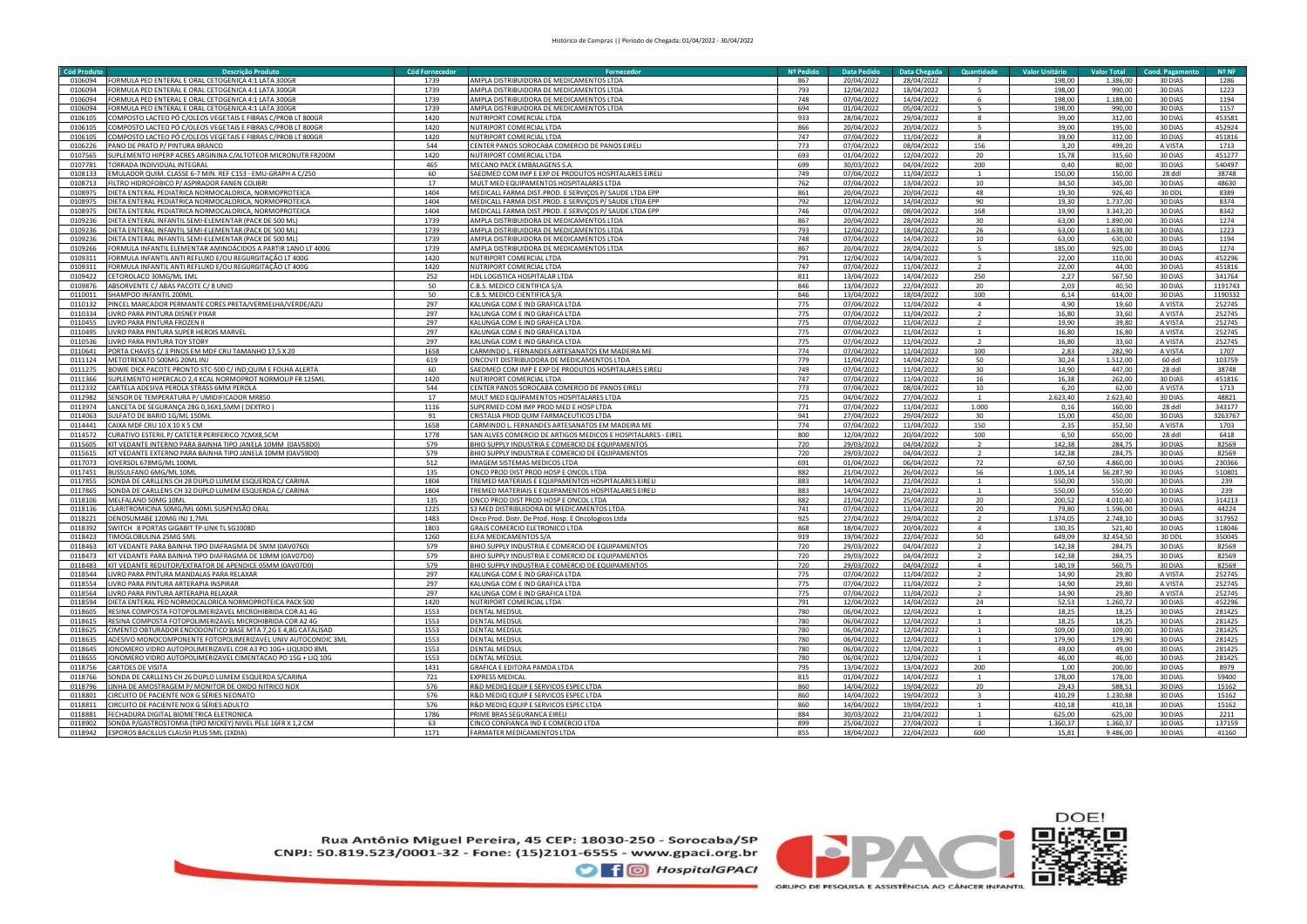Histórico de Compras || Período de Chegada: 01/04/2022 - 30/04/2022

| Cód Produto | Descrição Produto | Cód Fornecedor | Fornecedor | Nº Pedido | Data Pedido | Data Chegada | Quantidade | Valor Unitário | Valor Total | Cond. Pagamento | Nº NF |
|---|---|---|---|---|---|---|---|---|---|---|---|
| 0106094 | FORMULA PED ENTERAL E ORAL CETOGENICA 4:1 LATA 300GR | 1739 | AMPLA DISTRIBUIDORA DE MEDICAMENTOS LTDA | 867 | 20/04/2022 | 28/04/2022 | 7 | 198,00 | 1.386,00 | 30 DIAS | 1286 |
| 0106094 | FORMULA PED ENTERAL E ORAL CETOGENICA 4:1 LATA 300GR | 1739 | AMPLA DISTRIBUIDORA DE MEDICAMENTOS LTDA | 793 | 12/04/2022 | 18/04/2022 | 5 | 198,00 | 990,00 | 30 DIAS | 1223 |
| 0106094 | FORMULA PED ENTERAL E ORAL CETOGENICA 4:1 LATA 300GR | 1739 | AMPLA DISTRIBUIDORA DE MEDICAMENTOS LTDA | 748 | 07/04/2022 | 14/04/2022 | 6 | 198,00 | 1.188,00 | 30 DIAS | 1194 |
| 0106094 | FORMULA PED ENTERAL E ORAL CETOGENICA 4:1 LATA 300GR | 1739 | AMPLA DISTRIBUIDORA DE MEDICAMENTOS LTDA | 694 | 01/04/2022 | 05/04/2022 | 5 | 198,00 | 990,00 | 30 DIAS | 1157 |
| 0106105 | COMPOSTO LACTEO PÓ C/OLEOS VEGETAIS E FIBRAS C/PROB LT 800GR | 1420 | NUTRIPORT COMERCIAL LTDA | 933 | 28/04/2022 | 29/04/2022 | 8 | 39,00 | 312,00 | 30 DIAS | 453581 |
| 0106105 | COMPOSTO LACTEO PÓ C/OLEOS VEGETAIS E FIBRAS C/PROB LT 800GR | 1420 | NUTRIPORT COMERCIAL LTDA | 866 | 20/04/2022 | 20/04/2022 | 5 | 39,00 | 195,00 | 30 DIAS | 452924 |
| 0106105 | COMPOSTO LACTEO PÓ C/OLEOS VEGETAIS E FIBRAS C/PROB LT 800GR | 1420 | NUTRIPORT COMERCIAL LTDA | 747 | 07/04/2022 | 11/04/2022 | 8 | 39,00 | 312,00 | 30 DIAS | 451816 |
| 0106226 | PANO DE PRATO P/ PINTURA BRANCO | 544 | CENTER PANOS SOROCABA COMERCIO DE PANOS EIRELI | 773 | 07/04/2022 | 08/04/2022 | 156 | 3,20 | 499,20 | A VISTA | 1713 |
| 0107565 | SUPLEMENTO HIPERP ACRES ARGININA C/ALTOTEOR MICRONUTR FR200M | 1420 | NUTRIPORT COMERCIAL LTDA | 693 | 01/04/2022 | 12/04/2022 | 20 | 15,78 | 315,60 | 30 DIAS | 451277 |
| 0107781 | TORRADA INDIVIDUAL INTEGRAL | 465 | MECANO PACK EMBALAGENS S.A. | 699 | 30/03/2022 | 04/04/2022 | 200 | 0,40 | 80,00 | 30 DIAS | 540497 |
| 0108133 | EMULADOR QUIM. CLASSE 6-7 MIN. REF C153 - EMU-GRAPH A C/250 | 60 | SAEDMED COM IMP E EXP DE PRODUTOS HOSPITALARES EIRELI | 749 | 07/04/2022 | 11/04/2022 | 1 | 150,00 | 150,00 | 28 ddl | 38748 |
| 0108713 | FILTRO HIDROFOBICO P/ ASPIRADOR FANEN COLIBRI | 17 | MULT MED EQUIPAMENTOS HOSPITALARES LTDA | 762 | 07/04/2022 | 13/04/2022 | 10 | 34,50 | 345,00 | 30 DIAS | 48630 |
| 0108975 | DIETA ENTERAL PEDIATRICA NORMOCALORICA, NORMOPROTEICA | 1404 | MEDICALL FARMA DIST.PROD. E SERVIÇOS P/ SAUDE LTDA EPP | 861 | 20/04/2022 | 20/04/2022 | 48 | 19,30 | 926,40 | 30 DDL | 8389 |
| 0108975 | DIETA ENTERAL PEDIATRICA NORMOCALORICA, NORMOPROTEICA | 1404 | MEDICALL FARMA DIST.PROD. E SERVIÇOS P/ SAUDE LTDA EPP | 792 | 12/04/2022 | 14/04/2022 | 90 | 19,30 | 1.737,00 | 30 DIAS | 8374 |
| 0108975 | DIETA ENTERAL PEDIATRICA NORMOCALORICA, NORMOPROTEICA | 1404 | MEDICALL FARMA DIST.PROD. E SERVIÇOS P/ SAUDE LTDA EPP | 746 | 07/04/2022 | 08/04/2022 | 168 | 19,90 | 3.343,20 | 30 DIAS | 8342 |
| 0109236 | DIETA ENTERAL INFANTIL SEMI-ELEMENTAR (PACK DE 500 ML) | 1739 | AMPLA DISTRIBUIDORA DE MEDICAMENTOS LTDA | 867 | 20/04/2022 | 28/04/2022 | 30 | 63,00 | 1.890,00 | 30 DIAS | 1274 |
| 0109236 | DIETA ENTERAL INFANTIL SEMI-ELEMENTAR (PACK DE 500 ML) | 1739 | AMPLA DISTRIBUIDORA DE MEDICAMENTOS LTDA | 793 | 12/04/2022 | 18/04/2022 | 26 | 63,00 | 1.638,00 | 30 DIAS | 1223 |
| 0109236 | DIETA ENTERAL INFANTIL SEMI-ELEMENTAR (PACK DE 500 ML) | 1739 | AMPLA DISTRIBUIDORA DE MEDICAMENTOS LTDA | 748 | 07/04/2022 | 14/04/2022 | 10 | 63,00 | 630,00 | 30 DIAS | 1194 |
| 0109266 | FORMULA INFANTIL ELEMENTAR AMINOÁCIDOS A PARTIR 1ANO LT 400G | 1739 | AMPLA DISTRIBUIDORA DE MEDICAMENTOS LTDA | 867 | 20/04/2022 | 28/04/2022 | 5 | 185,00 | 925,00 | 30 DIAS | 1274 |
| 0109311 | FORMULA INFANTIL ANTI REFLUXO E/OU REGURGITAÇÃO LT 400G | 1420 | NUTRIPORT COMERCIAL LTDA | 791 | 12/04/2022 | 14/04/2022 | 5 | 22,00 | 110,00 | 30 DIAS | 452296 |
| 0109311 | FORMULA INFANTIL ANTI REFLUXO E/OU REGURGITAÇÃO LT 400G | 1420 | NUTRIPORT COMERCIAL LTDA | 747 | 07/04/2022 | 11/04/2022 | 2 | 22,00 | 44,00 | 30 DIAS | 451816 |
| 0109422 | CETOROLACO 30MG/ML 1ML | 252 | HDL LOGISTICA HOSPITALAR LTDA | 811 | 13/04/2022 | 14/04/2022 | 250 | 2,27 | 567,50 | 30 DIAS | 341764 |
| 0109876 | ABSORVENTE C/ ABAS PACOTE C/ 8 UNID | 50 | C.B.S. MEDICO CIENTIFICA S/A | 846 | 13/04/2022 | 22/04/2022 | 20 | 2,03 | 40,50 | 30 DIAS | 1191743 |
| 0110011 | SHAMPOO INFANTIL 200ML | 50 | C.B.S. MEDICO CIENTIFICA S/A | 846 | 13/04/2022 | 18/04/2022 | 100 | 6,14 | 614,00 | 30 DIAS | 1190332 |
| 0110132 | PINCEL MARCADOR PERMANTE CORES PRETA/VERMELHA/VERDE/AZU | 297 | KALUNGA COM E IND GRAFICA LTDA | 775 | 07/04/2022 | 11/04/2022 | 4 | 4,90 | 19,60 | A VISTA | 252745 |
| 0110334 | LIVRO PARA PINTURA DISNEY PIXAR | 297 | KALUNGA COM E IND GRAFICA LTDA | 775 | 07/04/2022 | 11/04/2022 | 2 | 16,80 | 33,60 | A VISTA | 252745 |
| 0110455 | LIVRO PARA PINTURA FROZEN II | 297 | KALUNGA COM E IND GRAFICA LTDA | 775 | 07/04/2022 | 11/04/2022 | 2 | 19,90 | 39,80 | A VISTA | 252745 |
| 0110495 | LIVRO PARA PINTURA SUPER HEROIS MARVEL | 297 | KALUNGA COM E IND GRAFICA LTDA | 775 | 07/04/2022 | 11/04/2022 | 1 | 16,80 | 16,80 | A VISTA | 252745 |
| 0110536 | LIVRO PARA PINTURA TOY STORY | 297 | KALUNGA COM E IND GRAFICA LTDA | 775 | 07/04/2022 | 11/04/2022 | 2 | 16,80 | 33,60 | A VISTA | 252745 |
| 0110641 | PORTA CHAVES C/ 3 PINOS EM MDF CRU TAMANHO 17,5 X 20 | 1658 | CARMINDO L. FERNANDES ARTESANATOS EM MADEIRA ME | 774 | 07/04/2022 | 11/04/2022 | 100 | 2,83 | 282,90 | A VISTA | 1707 |
| 0111124 | METOTREXATO 500MG 20ML INJ | 619 | ONCOVIT DISTRIBUIDORA DE MEDICAMENTOS LTDA | 779 | 11/04/2022 | 14/04/2022 | 50 | 30,24 | 1.512,00 | 60 ddl | 103759 |
| 0111275 | BOWIE DICK PACOTE PRONTO STC-500 C/ IND;QUIM E FOLHA ALERTA | 60 | SAEDMED COM IMP E EXP DE PRODUTOS HOSPITALARES EIRELI | 749 | 07/04/2022 | 11/04/2022 | 30 | 14,90 | 447,00 | 28 ddl | 38748 |
| 0111366 | SUPLEMENTO HIPERCALO 2,4 KCAL NORMOPROT NORMOLIP FR 125ML | 1420 | NUTRIPORT COMERCIAL LTDA | 747 | 07/04/2022 | 11/04/2022 | 16 | 16,38 | 262,00 | 30 DIAS | 451816 |
| 0112332 | CARTELA ADESIVA PEROLA STRASS 6MM PEROLA | 544 | CENTER PANOS SOROCABA COMERCIO DE PANOS EIRELI | 773 | 07/04/2022 | 08/04/2022 | 10 | 6,20 | 62,00 | A VISTA | 1713 |
| 0112982 | SENSOR DE TEMPERATURA P/ UMIDIFICADOR MR850 | 17 | MULT MED EQUIPAMENTOS HOSPITALARES LTDA | 725 | 04/04/2022 | 27/04/2022 | 1 | 2.623,40 | 2.623,40 | 30 DIAS | 48821 |
| 0113974 | LANCETA DE SEGURANÇA 28G 0,36X1,5MM ( DEXTRO ) | 1116 | SUPERMED COM IMP PROD MED E HOSP LTDA | 771 | 07/04/2022 | 11/04/2022 | 1.000 | 0,16 | 160,00 | 28 ddl | 343177 |
| 0114063 | SULFATO DE BARIO 1G/ML 150ML | 91 | CRISTALIA PROD QUIM FARMACEUTICOS LTDA | 941 | 27/04/2022 | 29/04/2022 | 30 | 15,00 | 450,00 | 30 DIAS | 3263767 |
| 0114441 | CAIXA MDF CRU 10 X 10 X 5 CM | 1658 | CARMINDO L. FERNANDES ARTESANATOS EM MADEIRA ME | 774 | 07/04/2022 | 11/04/2022 | 150 | 2,35 | 352,50 | A VISTA | 1703 |
| 0114572 | CURATIVO ESTERIL P/ CATETER PERIFERICO 7CMX8,5CM | 1778 | SAN ALVES COMERCIO DE ARTIGOS MEDICOS E HOSPITALARES - EIREL | 800 | 12/04/2022 | 20/04/2022 | 100 | 6,50 | 650,00 | 28 ddl | 6418 |
| 0115605 | KIT VEDANTE INTERNO PARA BAINHA TIPO JANELA 10MM (0AV58D0) | 579 | BHIO SUPPLY INDUSTRIA E COMERCIO DE EQUIPAMENTOS | 720 | 29/03/2022 | 04/04/2022 | 2 | 142,38 | 284,75 | 30 DIAS | 82569 |
| 0115615 | KIT VEDANTE EXTERNO PARA BAINHA TIPO JANELA 10MM (0AV59D0) | 579 | BHIO SUPPLY INDUSTRIA E COMERCIO DE EQUIPAMENTOS | 720 | 29/03/2022 | 04/04/2022 | 2 | 142,38 | 284,75 | 30 DIAS | 82569 |
| 0117073 | IOVERSOL 678MG/ML 100ML | 512 | IMAGEM SISTEMAS MEDICOS LTDA | 691 | 01/04/2022 | 06/04/2022 | 72 | 67,50 | 4.860,00 | 30 DIAS | 230366 |
| 0117451 | BUSSULFANO 6MG/ML 10ML | 135 | ONCO PROD DIST PROD HOSP E ONCOL LTDA | 882 | 21/04/2022 | 26/04/2022 | 56 | 1.005,14 | 56.287,90 | 30 DIAS | 510801 |
| 0117855 | SONDA DE CARLLENS CH 28 DUPLO LUMEM ESQUERDA C/ CARINA | 1804 | TREMED MATERIAIS E EQUIPAMENTOS HOSPITALARES EIRELI | 883 | 14/04/2022 | 21/04/2022 | 1 | 550,00 | 550,00 | 30 DIAS | 239 |
| 0117865 | SONDA DE CARLLENS CH 32 DUPLO LUMEM ESQUERDA C/ CARINA | 1804 | TREMED MATERIAIS E EQUIPAMENTOS HOSPITALARES EIRELI | 883 | 14/04/2022 | 21/04/2022 | 1 | 550,00 | 550,00 | 30 DIAS | 239 |
| 0118106 | MELFALANO 50MG 10ML | 135 | ONCO PROD DIST PROD HOSP E ONCOL LTDA | 882 | 21/04/2022 | 25/04/2022 | 20 | 200,52 | 4.010,40 | 30 DIAS | 314213 |
| 0118136 | CLARITROMICINA 50MG/ML 60ML SUSPENSÃO ORAL | 1225 | S3 MED DISTRIBUIDORA DE MEDICAMENTOS LTDA | 741 | 07/04/2022 | 11/04/2022 | 20 | 79,80 | 1.596,00 | 30 DIAS | 44224 |
| 0118221 | DENOSUMABE 120MG INJ 1,7ML | 1483 | Onco Prod. Distr. De Prod. Hosp. E Oncologicos Ltda | 925 | 27/04/2022 | 29/04/2022 | 2 | 1.374,05 | 2.748,10 | 30 DIAS | 317952 |
| 0118392 | SWITCH 8 PORTAS GIGABIT TP-LINK TL SG1008D | 1803 | GRAJS COMERCIO ELETRONICO LTDA | 868 | 18/04/2022 | 20/04/2022 | 4 | 130,35 | 521,40 | 30 DIAS | 118046 |
| 0118423 | TIMOGLOBULINA 25MG 5ML | 1260 | ELFA MEDICAMENTOS S/A | 919 | 19/04/2022 | 22/04/2022 | 50 | 649,09 | 32.454,50 | 30 DDL | 350045 |
| 0118463 | KIT VEDANTE PARA BAINHA TIPO DIAFRAGMA DE 5MM (0AV0760) | 579 | BHIO SUPPLY INDUSTRIA E COMERCIO DE EQUIPAMENTOS | 720 | 29/03/2022 | 04/04/2022 | 2 | 142,38 | 284,75 | 30 DIAS | 82569 |
| 0118473 | KIT VEDANTE PARA BAINHA TIPO DIAFRAGMA DE 10MM (0AV07D0) | 579 | BHIO SUPPLY INDUSTRIA E COMERCIO DE EQUIPAMENTOS | 720 | 29/03/2022 | 04/04/2022 | 2 | 142,38 | 284,75 | 30 DIAS | 82569 |
| 0118483 | KIT VEDANTE REDUTOR/EXTRATOR DE APENDICE 05MM (0AV07D0) | 579 | BHIO SUPPLY INDUSTRIA E COMERCIO DE EQUIPAMENTOS | 720 | 29/03/2022 | 04/04/2022 | 4 | 140,19 | 560,75 | 30 DIAS | 82569 |
| 0118544 | LIVRO PARA PINTURA MANDALAS PARA RELAXAR | 297 | KALUNGA COM E IND GRAFICA LTDA | 775 | 07/04/2022 | 11/04/2022 | 2 | 14,90 | 29,80 | A VISTA | 252745 |
| 0118554 | LIVRO PARA PINTURA ARTERAPIA INSPIRAR | 297 | KALUNGA COM E IND GRAFICA LTDA | 775 | 07/04/2022 | 11/04/2022 | 2 | 14,90 | 29,80 | A VISTA | 252745 |
| 0118564 | LIVRO PARA PINTURA ARTERAPIA RELAXAR | 297 | KALUNGA COM E IND GRAFICA LTDA | 775 | 07/04/2022 | 11/04/2022 | 2 | 14,90 | 29,80 | A VISTA | 252745 |
| 0118594 | DIETA ENTERAL PED NORMOCALORICA NORMOPROTEICA PACK 500 | 1420 | NUTRIPORT COMERCIAL LTDA | 791 | 12/04/2022 | 14/04/2022 | 24 | 52,53 | 1.260,72 | 30 DIAS | 452296 |
| 0118605 | RESINA COMPOSTA FOTOPOLIMERIZAVEL MICROHIBRIDA COR A1 4G | 1553 | DENTAL MEDSUL | 780 | 06/04/2022 | 12/04/2022 | 1 | 18,25 | 18,25 | 30 DIAS | 281425 |
| 0118615 | RESINA COMPOSTA FOTOPOLIMERIZAVEL MICROHIBRIDA COR A2 4G | 1553 | DENTAL MEDSUL | 780 | 06/04/2022 | 12/04/2022 | 1 | 18,25 | 18,25 | 30 DIAS | 281425 |
| 0118625 | CIMENTO OBTURADOR ENDODONTICO BASE MTA 7,2G E 4,8G CATALISAD | 1553 | DENTAL MEDSUL | 780 | 06/04/2022 | 12/04/2022 | 1 | 109,00 | 109,00 | 30 DIAS | 281425 |
| 0118635 | ADESIVO MONOCOMPONENTE FOTOPOLIMERIZAVEL UNIV AUTOCONDIC 3ML | 1553 | DENTAL MEDSUL | 780 | 06/04/2022 | 12/04/2022 | 1 | 179,90 | 179,90 | 30 DIAS | 281425 |
| 0118645 | IONOMERO VIDRO AUTOPOLIMERIZAVEL COR A3 PO 10G+ LIQUIDO 8ML | 1553 | DENTAL MEDSUL | 780 | 06/04/2022 | 12/04/2022 | 1 | 49,00 | 49,00 | 30 DIAS | 281425 |
| 0118655 | IONOMERO VIDRO AUTOPOLIMERIZAVEL CIMENTACAO PO 15G + LIQ 10G | 1553 | DENTAL MEDSUL | 780 | 06/04/2022 | 12/04/2022 | 1 | 46,00 | 46,00 | 30 DIAS | 281425 |
| 0118756 | CARTOES DE VISITA | 1431 | GRAFICA E EDITORA PAMDA LTDA | 795 | 13/04/2022 | 13/04/2022 | 200 | 1,00 | 200,00 | 30 DIAS | 8979 |
| 0118766 | SONDA DE CARLLENS CH 26 DUPLO LUMEM ESQUERDA S/CARINA | 721 | EXPRESS MEDICAL | 815 | 01/04/2022 | 14/04/2022 | 1 | 178,00 | 178,00 | 30 DIAS | 59400 |
| 0118796 | LINHA DE AMOSTRAGEM P/ MONITOR DE OXIDO NITRICO NOX | 576 | R&D MEDIQ EQUIP E SERVICOS ESPEC LTDA | 860 | 14/04/2022 | 19/04/2022 | 20 | 29,43 | 588,51 | 30 DIAS | 15162 |
| 0118801 | CIRCUITO DE PACIENTE NOX G SÉRIES NEONATO | 576 | R&D MEDIQ EQUIP E SERVICOS ESPEC LTDA | 860 | 14/04/2022 | 19/04/2022 | 3 | 410,29 | 1.230,88 | 30 DIAS | 15162 |
| 0118811 | CIRCUITO DE PACIENTE NOX G SÉRIES ADULTO | 576 | R&D MEDIQ EQUIP E SERVICOS ESPEC LTDA | 860 | 14/04/2022 | 19/04/2022 | 1 | 410,18 | 410,18 | 30 DIAS | 15162 |
| 0118821 | FECHADURA DIGITAL BIOMETRICA ELETRONICA | 1786 | PRIME BRAS SEGURANCA EIRELI | 884 | 30/03/2022 | 21/04/2022 | 1 | 625,00 | 625,00 | 30 DIAS | 2211 |
| 0118902 | SONDA P/GASTROSTOMIA (TIPO MICKEY) NIVEL PELE 16FR X 1,2 CM | 63 | CINCO CONFIANCA IND E COMERCIO LTDA | 899 | 25/04/2022 | 27/04/2022 | 1 | 1.360,37 | 1.360,37 | 30 DIAS | 137159 |
| 0118942 | ESPOROS BACILLUS CLAUSII PLUS 5ML (1XDIA) | 1171 | FARMATER MEDICAMENTOS LTDA | 855 | 18/04/2022 | 22/04/2022 | 600 | 15,81 | 9.486,00 | 30 DIAS | 41160 |

Rua Antônio Miguel Pereira, 45 CEP: 18030-250 - Sorocaba/SP
CNPJ: 50.819.523/0001-32 - Fone: (15)2101-6555 - www.gpaci.org.br

HospitalGPACI

GPACI
GRUPO DE PESQUISA E ASSISTÊNCIA AO CÂNCER INFANTIL

DOE!